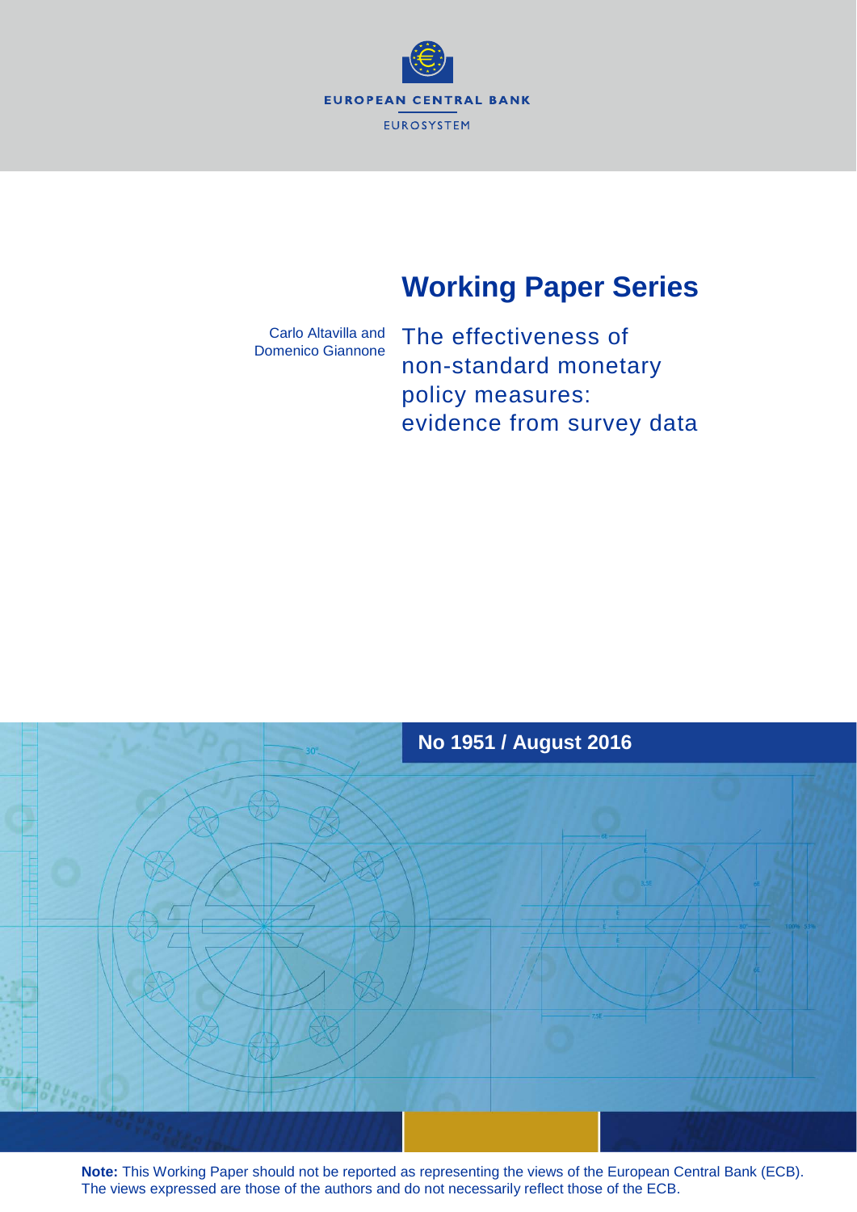EUROPEAN CENTRAL BANK

EUROSYSTEM

# Working Paper Series

Carlo Altavilla and Domenico Giannone

## The effectiveness of non-standard monetary policy measures: evidence from survey data

**No 1951 / August 2016**

**Note:** This Working Paper should not be reported as representing the views of the European Central Bank (ECB). The views expressed are those of the authors and do not necessarily reflect those of the ECB.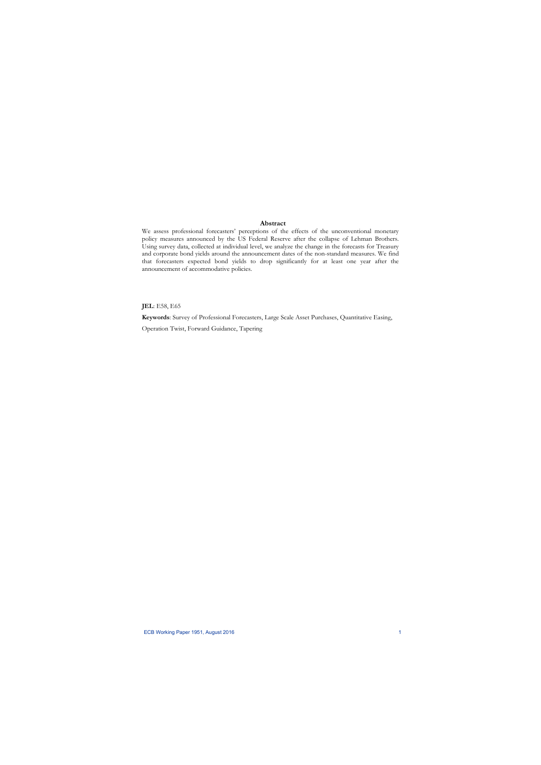## Abstract

We assess professional forecasters' perceptions of the effects of the unconventional monetary policy measures announced by the US Federal Reserve after the collapse of Lehman Brothers. Using survey data, collected at individual level, we analyze the change in the forecasts for Treasury and corporate bond yields around the announcement dates of the non-standard measures. We find that forecasters expected bond yields to drop significantly for at least one year after the announcement of accommodative policies.

**JEL**: E58, E65

**Keywords**: Survey of Professional Forecasters, Large Scale Asset Purchases, Quantitative Easing, Operation Twist, Forward Guidance, Tapering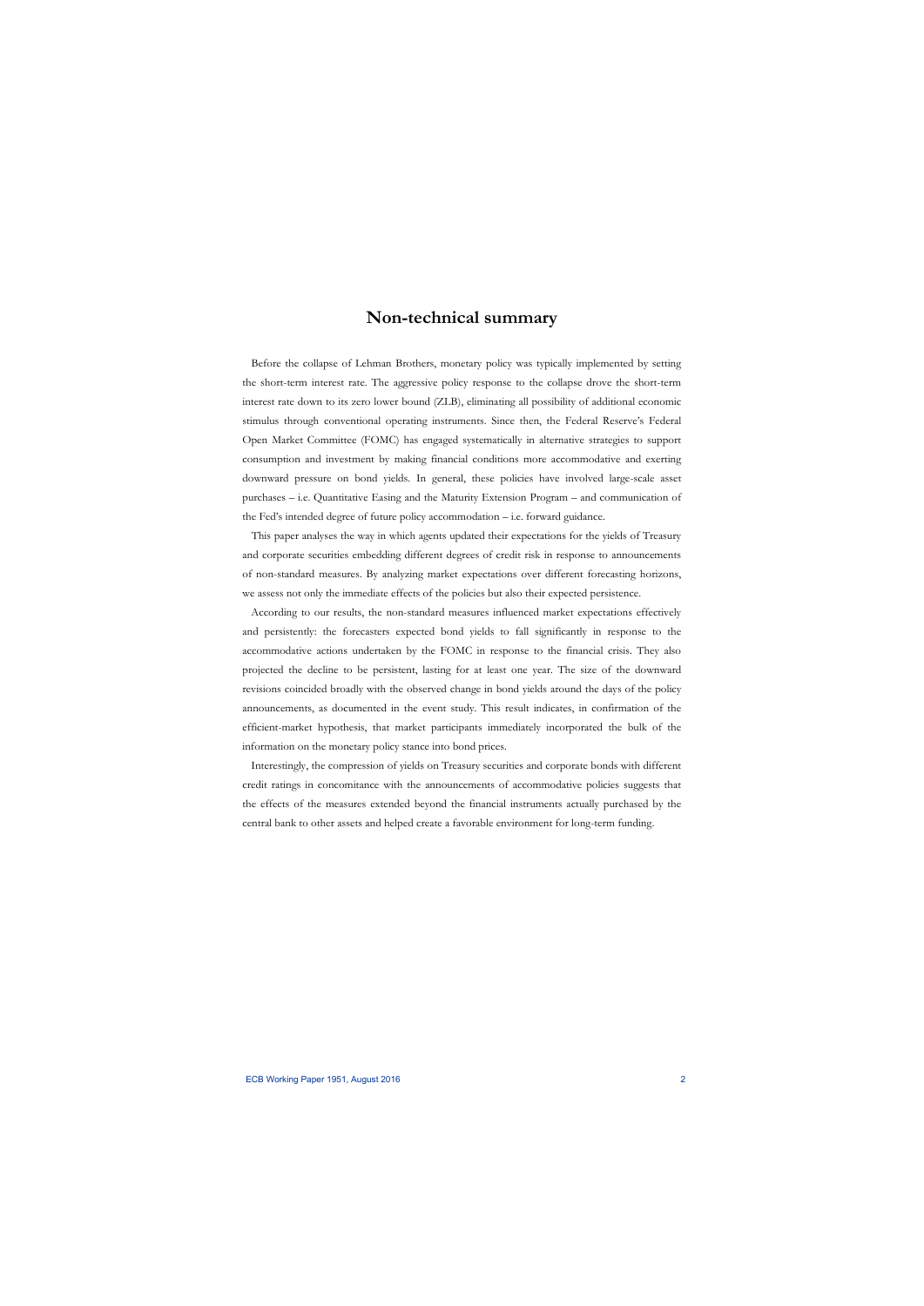# Non-technical summary

Before the collapse of Lehman Brothers, monetary policy was typically implemented by setting the short-term interest rate. The aggressive policy response to the collapse drove the short-term interest rate down to its zero lower bound (ZLB), eliminating all possibility of additional economic stimulus through conventional operating instruments. Since then, the Federal Reserve's Federal Open Market Committee (FOMC) has engaged systematically in alternative strategies to support consumption and investment by making financial conditions more accommodative and exerting downward pressure on bond yields. In general, these policies have involved large-scale asset purchases – i.e. Quantitative Easing and the Maturity Extension Program – and communication of the Fed's intended degree of future policy accommodation – i.e. forward guidance.

This paper analyses the way in which agents updated their expectations for the yields of Treasury and corporate securities embedding different degrees of credit risk in response to announcements of non-standard measures. By analyzing market expectations over different forecasting horizons, we assess not only the immediate effects of the policies but also their expected persistence.

According to our results, the non-standard measures influenced market expectations effectively and persistently: the forecasters expected bond yields to fall significantly in response to the accommodative actions undertaken by the FOMC in response to the financial crisis. They also projected the decline to be persistent, lasting for at least one year. The size of the downward revisions coincided broadly with the observed change in bond yields around the days of the policy announcements, as documented in the event study. This result indicates, in confirmation of the efficient-market hypothesis, that market participants immediately incorporated the bulk of the information on the monetary policy stance into bond prices.

Interestingly, the compression of yields on Treasury securities and corporate bonds with different credit ratings in concomitance with the announcements of accommodative policies suggests that the effects of the measures extended beyond the financial instruments actually purchased by the central bank to other assets and helped create a favorable environment for long-term funding.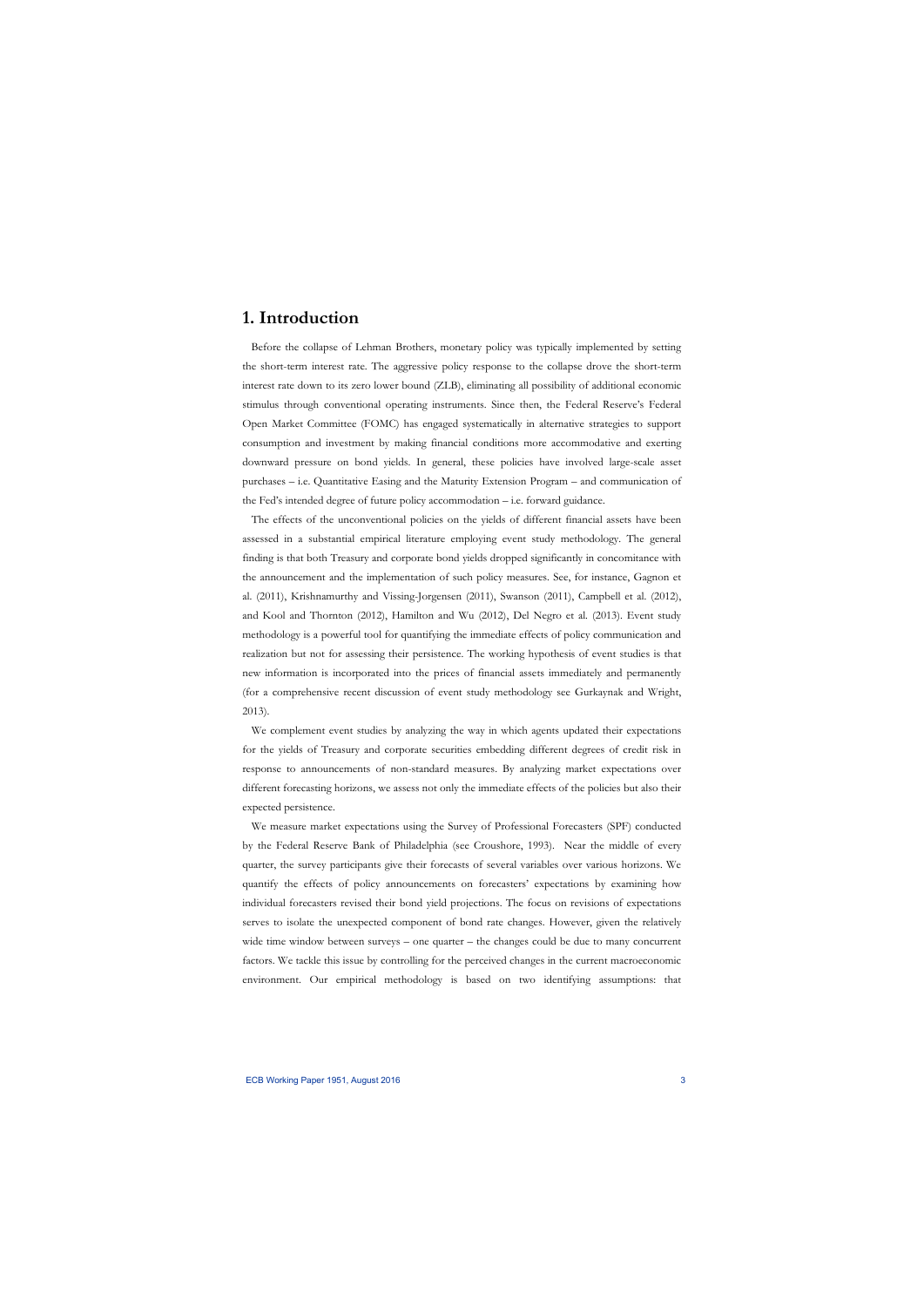# 1. Introduction

Before the collapse of Lehman Brothers, monetary policy was typically implemented by setting the short-term interest rate. The aggressive policy response to the collapse drove the short-term interest rate down to its zero lower bound (ZLB), eliminating all possibility of additional economic stimulus through conventional operating instruments. Since then, the Federal Reserve's Federal Open Market Committee (FOMC) has engaged systematically in alternative strategies to support consumption and investment by making financial conditions more accommodative and exerting downward pressure on bond yields. In general, these policies have involved large-scale asset purchases – i.e. Quantitative Easing and the Maturity Extension Program – and communication of the Fed's intended degree of future policy accommodation – i.e. forward guidance.

The effects of the unconventional policies on the yields of different financial assets have been assessed in a substantial empirical literature employing event study methodology. The general finding is that both Treasury and corporate bond yields dropped significantly in concomitance with the announcement and the implementation of such policy measures. See, for instance, Gagnon et al. (2011), Krishnamurthy and Vissing-Jorgensen (2011), Swanson (2011), Campbell et al. (2012), and Kool and Thornton (2012), Hamilton and Wu (2012), Del Negro et al. (2013). Event study methodology is a powerful tool for quantifying the immediate effects of policy communication and realization but not for assessing their persistence. The working hypothesis of event studies is that new information is incorporated into the prices of financial assets immediately and permanently (for a comprehensive recent discussion of event study methodology see Gurkaynak and Wright, 2013).

We complement event studies by analyzing the way in which agents updated their expectations for the yields of Treasury and corporate securities embedding different degrees of credit risk in response to announcements of non-standard measures. By analyzing market expectations over different forecasting horizons, we assess not only the immediate effects of the policies but also their expected persistence.

We measure market expectations using the Survey of Professional Forecasters (SPF) conducted by the Federal Reserve Bank of Philadelphia (see Croushore, 1993). Near the middle of every quarter, the survey participants give their forecasts of several variables over various horizons. We quantify the effects of policy announcements on forecasters' expectations by examining how individual forecasters revised their bond yield projections. The focus on revisions of expectations serves to isolate the unexpected component of bond rate changes. However, given the relatively wide time window between surveys – one quarter – the changes could be due to many concurrent factors. We tackle this issue by controlling for the perceived changes in the current macroeconomic environment. Our empirical methodology is based on two identifying assumptions: that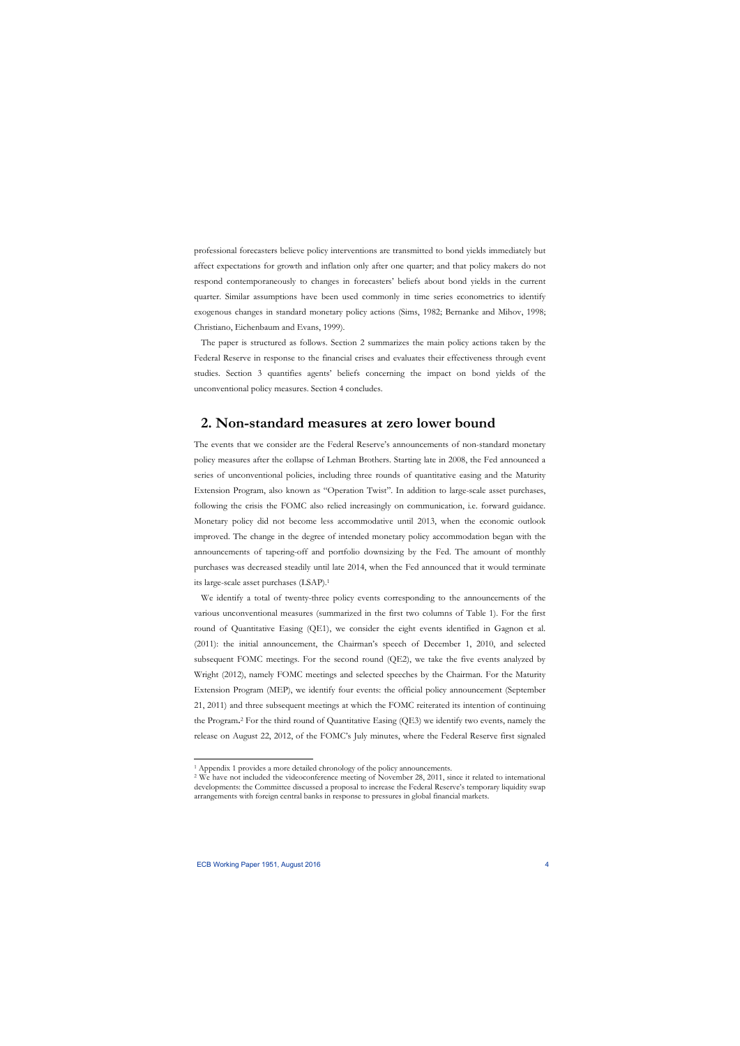professional forecasters believe policy interventions are transmitted to bond yields immediately but affect expectations for growth and inflation only after one quarter; and that policy makers do not respond contemporaneously to changes in forecasters' beliefs about bond yields in the current quarter. Similar assumptions have been used commonly in time series econometrics to identify exogenous changes in standard monetary policy actions (Sims, 1982; Bernanke and Mihov, 1998; Christiano, Eichenbaum and Evans, 1999).

The paper is structured as follows. Section 2 summarizes the main policy actions taken by the Federal Reserve in response to the financial crises and evaluates their effectiveness through event studies. Section 3 quantifies agents' beliefs concerning the impact on bond yields of the unconventional policy measures. Section 4 concludes.

## 2. Non-standard measures at zero lower bound

The events that we consider are the Federal Reserve's announcements of non-standard monetary policy measures after the collapse of Lehman Brothers. Starting late in 2008, the Fed announced a series of unconventional policies, including three rounds of quantitative easing and the Maturity Extension Program, also known as "Operation Twist". In addition to large-scale asset purchases, following the crisis the FOMC also relied increasingly on communication, i.e. forward guidance. Monetary policy did not become less accommodative until 2013, when the economic outlook improved. The change in the degree of intended monetary policy accommodation began with the announcements of tapering-off and portfolio downsizing by the Fed. The amount of monthly purchases was decreased steadily until late 2014, when the Fed announced that it would terminate its large-scale asset purchases (LSAP).[1]

We identify a total of twenty-three policy events corresponding to the announcements of the various unconventional measures (summarized in the first two columns of Table 1). For the first round of Quantitative Easing (QE1), we consider the eight events identified in Gagnon et al. (2011): the initial announcement, the Chairman's speech of December 1, 2010, and selected subsequent FOMC meetings. For the second round (QE2), we take the five events analyzed by Wright (2012), namely FOMC meetings and selected speeches by the Chairman. For the Maturity Extension Program (MEP), we identify four events: the official policy announcement (September 21, 2011) and three subsequent meetings at which the FOMC reiterated its intention of continuing the Program.[2] For the third round of Quantitative Easing (QE3) we identify two events, namely the release on August 22, 2012, of the FOMC's July minutes, where the Federal Reserve first signaled

[1] Appendix 1 provides a more detailed chronology of the policy announcements.

[2] We have not included the videoconference meeting of November 28, 2011, since it related to international developments: the Committee discussed a proposal to increase the Federal Reserve's temporary liquidity swap arrangements with foreign central banks in response to pressures in global financial markets.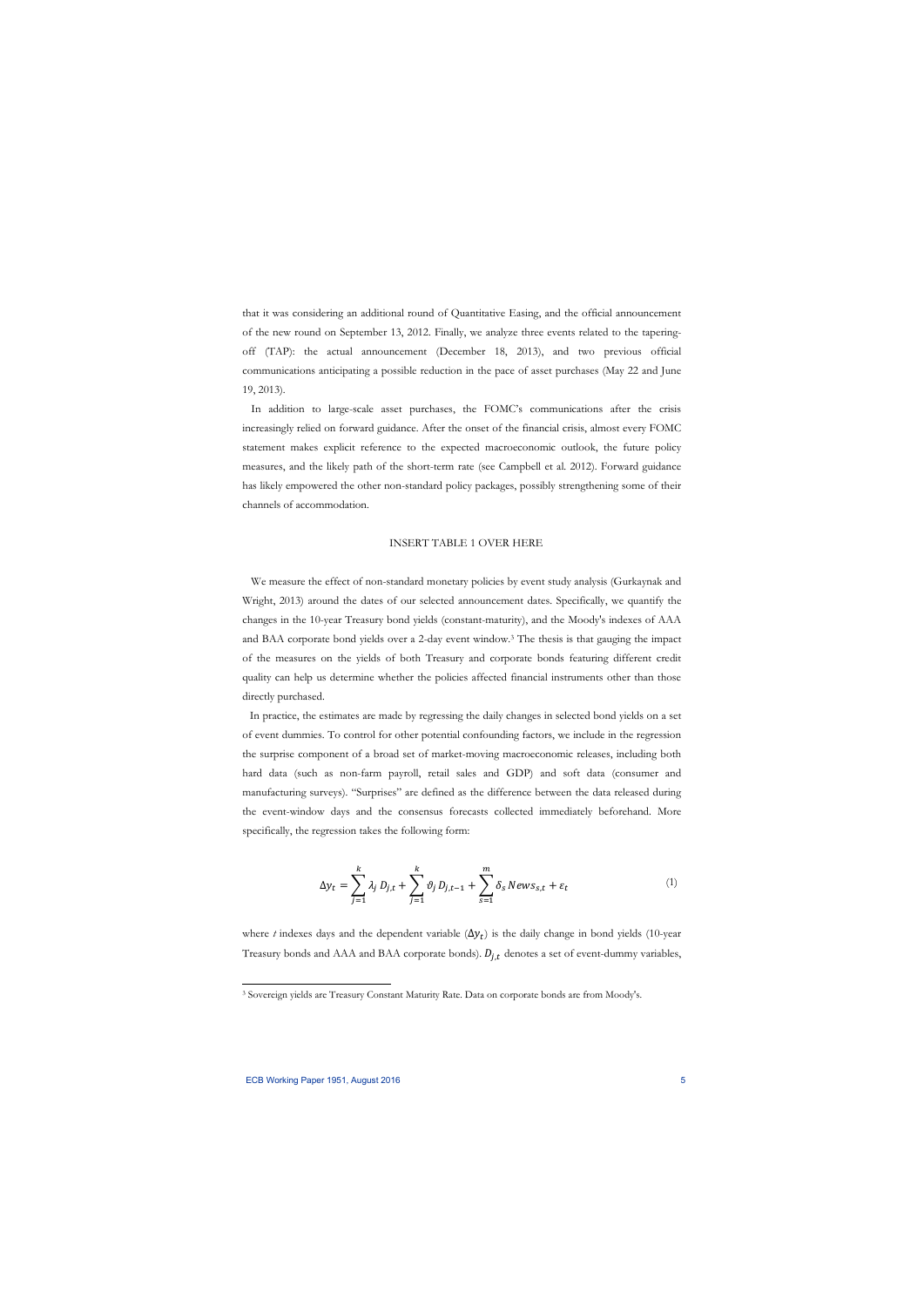that it was considering an additional round of Quantitative Easing, and the official announcement of the new round on September 13, 2012. Finally, we analyze three events related to the tapering-off (TAP): the actual announcement (December 18, 2013), and two previous official communications anticipating a possible reduction in the pace of asset purchases (May 22 and June 19, 2013).

In addition to large-scale asset purchases, the FOMC's communications after the crisis increasingly relied on forward guidance. After the onset of the financial crisis, almost every FOMC statement makes explicit reference to the expected macroeconomic outlook, the future policy measures, and the likely path of the short-term rate (see Campbell et al. 2012). Forward guidance has likely empowered the other non-standard policy packages, possibly strengthening some of their channels of accommodation.

INSERT TABLE 1 OVER HERE

We measure the effect of non-standard monetary policies by event study analysis (Gurkaynak and Wright, 2013) around the dates of our selected announcement dates. Specifically, we quantify the changes in the 10-year Treasury bond yields (constant-maturity), and the Moody's indexes of AAA and BAA corporate bond yields over a 2-day event window.[3] The thesis is that gauging the impact of the measures on the yields of both Treasury and corporate bonds featuring different credit quality can help us determine whether the policies affected financial instruments other than those directly purchased.

In practice, the estimates are made by regressing the daily changes in selected bond yields on a set of event dummies. To control for other potential confounding factors, we include in the regression the surprise component of a broad set of market-moving macroeconomic releases, including both hard data (such as non-farm payroll, retail sales and GDP) and soft data (consumer and manufacturing surveys). "Surprises" are defined as the difference between the data released during the event-window days and the consensus forecasts collected immediately beforehand. More specifically, the regression takes the following form:

$$\Delta y_t = \sum_{j=1}^{k} \lambda_j D_{j,t} + \sum_{j=1}^{k} \vartheta_j D_{j,t-1} + \sum_{s=1}^{m} \delta_s News_{s,t} + \varepsilon_t \tag{1}$$

where $t$ indexes days and the dependent variable ($\Delta y_t$) is the daily change in bond yields (10-year Treasury bonds and AAA and BAA corporate bonds). $D_{j,t}$ denotes a set of event-dummy variables,

[3] Sovereign yields are Treasury Constant Maturity Rate. Data on corporate bonds are from Moody's.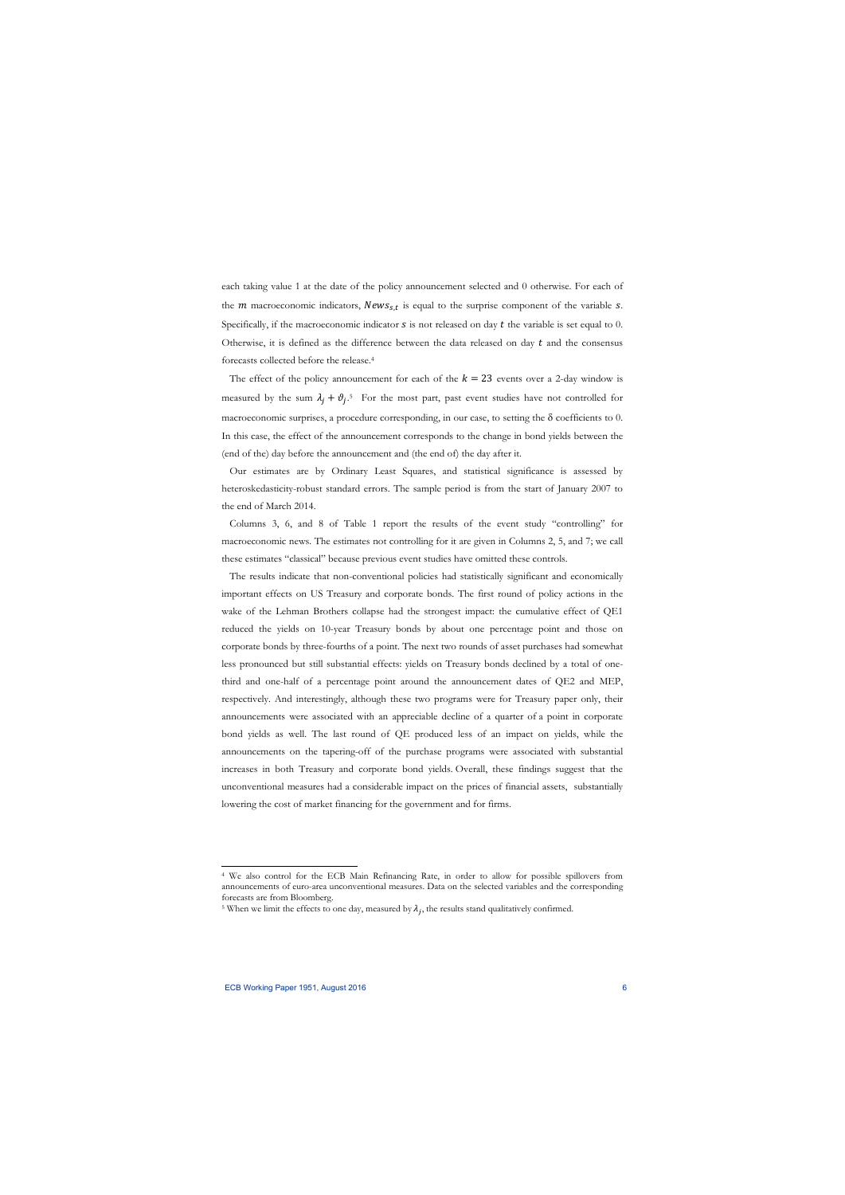each taking value 1 at the date of the policy announcement selected and 0 otherwise. For each of the $m$ macroeconomic indicators, $News_{s,t}$ is equal to the surprise component of the variable $s$. Specifically, if the macroeconomic indicator $s$ is not released on day $t$ the variable is set equal to 0. Otherwise, it is defined as the difference between the data released on day $t$ and the consensus forecasts collected before the release.[4]

The effect of the policy announcement for each of the $k = 23$ events over a 2-day window is measured by the sum $\lambda_j + \vartheta_j$.[5] For the most part, past event studies have not controlled for macroeconomic surprises, a procedure corresponding, in our case, to setting the δ coefficients to 0. In this case, the effect of the announcement corresponds to the change in bond yields between the (end of the) day before the announcement and (the end of) the day after it.

Our estimates are by Ordinary Least Squares, and statistical significance is assessed by heteroskedasticity-robust standard errors. The sample period is from the start of January 2007 to the end of March 2014.

Columns 3, 6, and 8 of Table 1 report the results of the event study "controlling" for macroeconomic news. The estimates not controlling for it are given in Columns 2, 5, and 7; we call these estimates "classical" because previous event studies have omitted these controls.

The results indicate that non-conventional policies had statistically significant and economically important effects on US Treasury and corporate bonds. The first round of policy actions in the wake of the Lehman Brothers collapse had the strongest impact: the cumulative effect of QE1 reduced the yields on 10-year Treasury bonds by about one percentage point and those on corporate bonds by three-fourths of a point. The next two rounds of asset purchases had somewhat less pronounced but still substantial effects: yields on Treasury bonds declined by a total of one-third and one-half of a percentage point around the announcement dates of QE2 and MEP, respectively. And interestingly, although these two programs were for Treasury paper only, their announcements were associated with an appreciable decline of a quarter of a point in corporate bond yields as well. The last round of QE produced less of an impact on yields, while the announcements on the tapering-off of the purchase programs were associated with substantial increases in both Treasury and corporate bond yields. Overall, these findings suggest that the unconventional measures had a considerable impact on the prices of financial assets, substantially lowering the cost of market financing for the government and for firms.

---

[4] We also control for the ECB Main Refinancing Rate, in order to allow for possible spillovers from announcements of euro-area unconventional measures. Data on the selected variables and the corresponding forecasts are from Bloomberg.

[5] When we limit the effects to one day, measured by $\lambda_j$, the results stand qualitatively confirmed.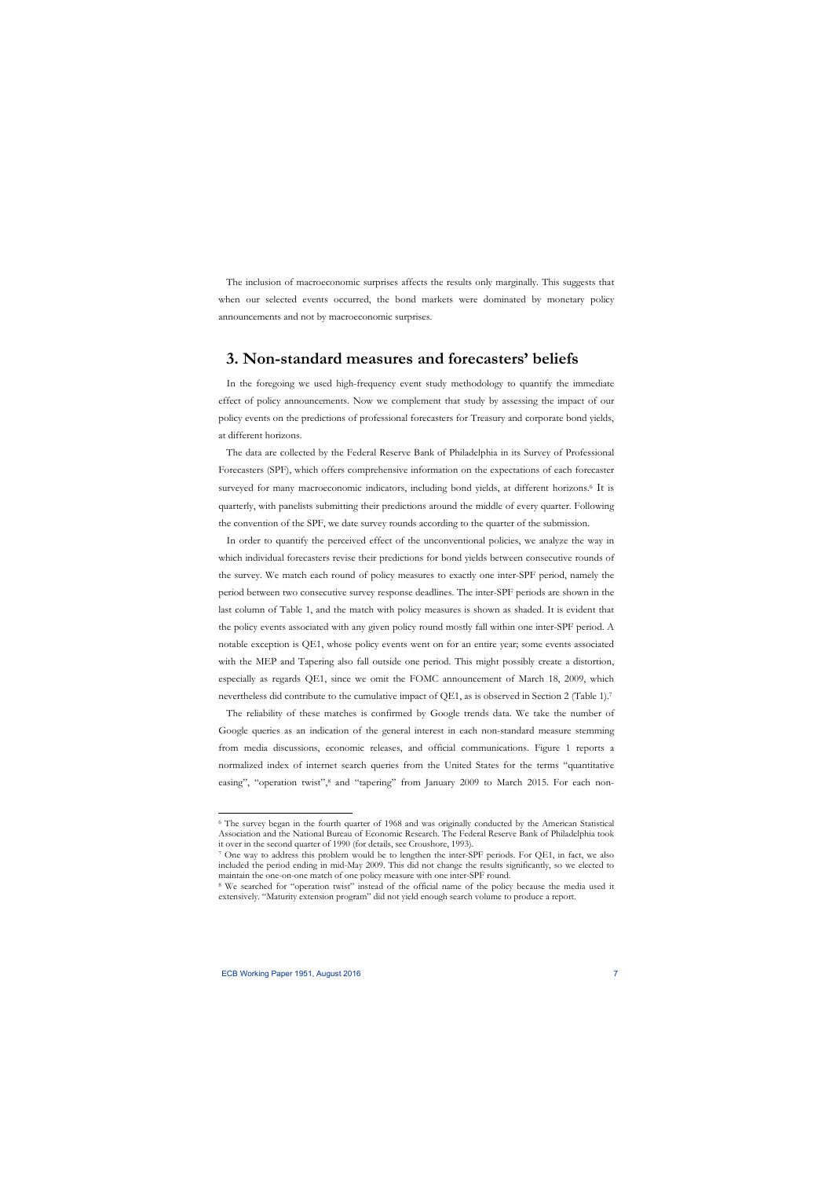The inclusion of macroeconomic surprises affects the results only marginally. This suggests that when our selected events occurred, the bond markets were dominated by monetary policy announcements and not by macroeconomic surprises.

## 3. Non-standard measures and forecasters' beliefs

In the foregoing we used high-frequency event study methodology to quantify the immediate effect of policy announcements. Now we complement that study by assessing the impact of our policy events on the predictions of professional forecasters for Treasury and corporate bond yields, at different horizons.

The data are collected by the Federal Reserve Bank of Philadelphia in its Survey of Professional Forecasters (SPF), which offers comprehensive information on the expectations of each forecaster surveyed for many macroeconomic indicators, including bond yields, at different horizons.[6] It is quarterly, with panelists submitting their predictions around the middle of every quarter. Following the convention of the SPF, we date survey rounds according to the quarter of the submission.

In order to quantify the perceived effect of the unconventional policies, we analyze the way in which individual forecasters revise their predictions for bond yields between consecutive rounds of the survey. We match each round of policy measures to exactly one inter-SPF period, namely the period between two consecutive survey response deadlines. The inter-SPF periods are shown in the last column of Table 1, and the match with policy measures is shown as shaded. It is evident that the policy events associated with any given policy round mostly fall within one inter-SPF period. A notable exception is QE1, whose policy events went on for an entire year; some events associated with the MEP and Tapering also fall outside one period. This might possibly create a distortion, especially as regards QE1, since we omit the FOMC announcement of March 18, 2009, which nevertheless did contribute to the cumulative impact of QE1, as is observed in Section 2 (Table 1).[7]

The reliability of these matches is confirmed by Google trends data. We take the number of Google queries as an indication of the general interest in each non-standard measure stemming from media discussions, economic releases, and official communications. Figure 1 reports a normalized index of internet search queries from the United States for the terms "quantitative easing", "operation twist",[8] and "tapering" from January 2009 to March 2015. For each non-

---

[6] The survey began in the fourth quarter of 1968 and was originally conducted by the American Statistical Association and the National Bureau of Economic Research. The Federal Reserve Bank of Philadelphia took it over in the second quarter of 1990 (for details, see Croushore, 1993).

[7] One way to address this problem would be to lengthen the inter-SPF periods. For QE1, in fact, we also included the period ending in mid-May 2009. This did not change the results significantly, so we elected to maintain the one-on-one match of one policy measure with one inter-SPF round.

[8] We searched for "operation twist" instead of the official name of the policy because the media used it extensively. "Maturity extension program" did not yield enough search volume to produce a report.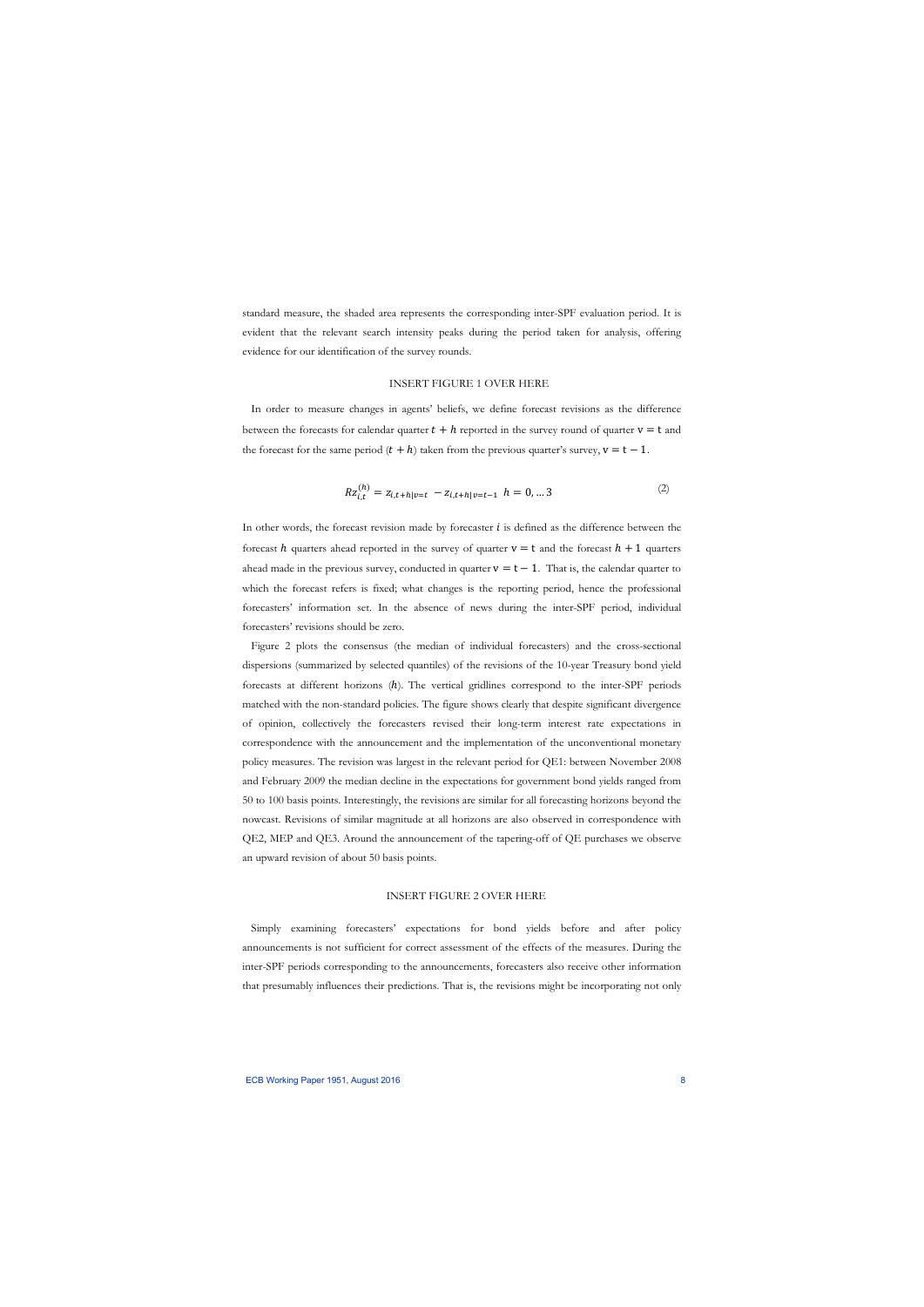standard measure, the shaded area represents the corresponding inter-SPF evaluation period. It is evident that the relevant search intensity peaks during the period taken for analysis, offering evidence for our identification of the survey rounds.

INSERT FIGURE 1 OVER HERE

In order to measure changes in agents' beliefs, we define forecast revisions as the difference between the forecasts for calendar quarter $t+h$ reported in the survey round of quarter $\mathrm{v}=\mathrm{t}$ and the forecast for the same period $(t+h)$ taken from the previous quarter's survey, $\mathrm{v}=\mathrm{t}-1$.

$$Rz_{i,t}^{(h)} = z_{i,t+h|v=t} - z_{i,t+h|v=t-1} \quad h = 0, \dots 3 \tag{2}$$

In other words, the forecast revision made by forecaster $i$ is defined as the difference between the forecast $h$ quarters ahead reported in the survey of quarter $\mathrm{v}=\mathrm{t}$ and the forecast $h+1$ quarters ahead made in the previous survey, conducted in quarter $\mathrm{v}=\mathrm{t}-1$. That is, the calendar quarter to which the forecast refers is fixed; what changes is the reporting period, hence the professional forecasters' information set. In the absence of news during the inter-SPF period, individual forecasters' revisions should be zero.

Figure 2 plots the consensus (the median of individual forecasters) and the cross-sectional dispersions (summarized by selected quantiles) of the revisions of the 10-year Treasury bond yield forecasts at different horizons ($h$). The vertical gridlines correspond to the inter-SPF periods matched with the non-standard policies. The figure shows clearly that despite significant divergence of opinion, collectively the forecasters revised their long-term interest rate expectations in correspondence with the announcement and the implementation of the unconventional monetary policy measures. The revision was largest in the relevant period for QE1: between November 2008 and February 2009 the median decline in the expectations for government bond yields ranged from 50 to 100 basis points. Interestingly, the revisions are similar for all forecasting horizons beyond the nowcast. Revisions of similar magnitude at all horizons are also observed in correspondence with QE2, MEP and QE3. Around the announcement of the tapering-off of QE purchases we observe an upward revision of about 50 basis points.

INSERT FIGURE 2 OVER HERE

Simply examining forecasters' expectations for bond yields before and after policy announcements is not sufficient for correct assessment of the effects of the measures. During the inter-SPF periods corresponding to the announcements, forecasters also receive other information that presumably influences their predictions. That is, the revisions might be incorporating not only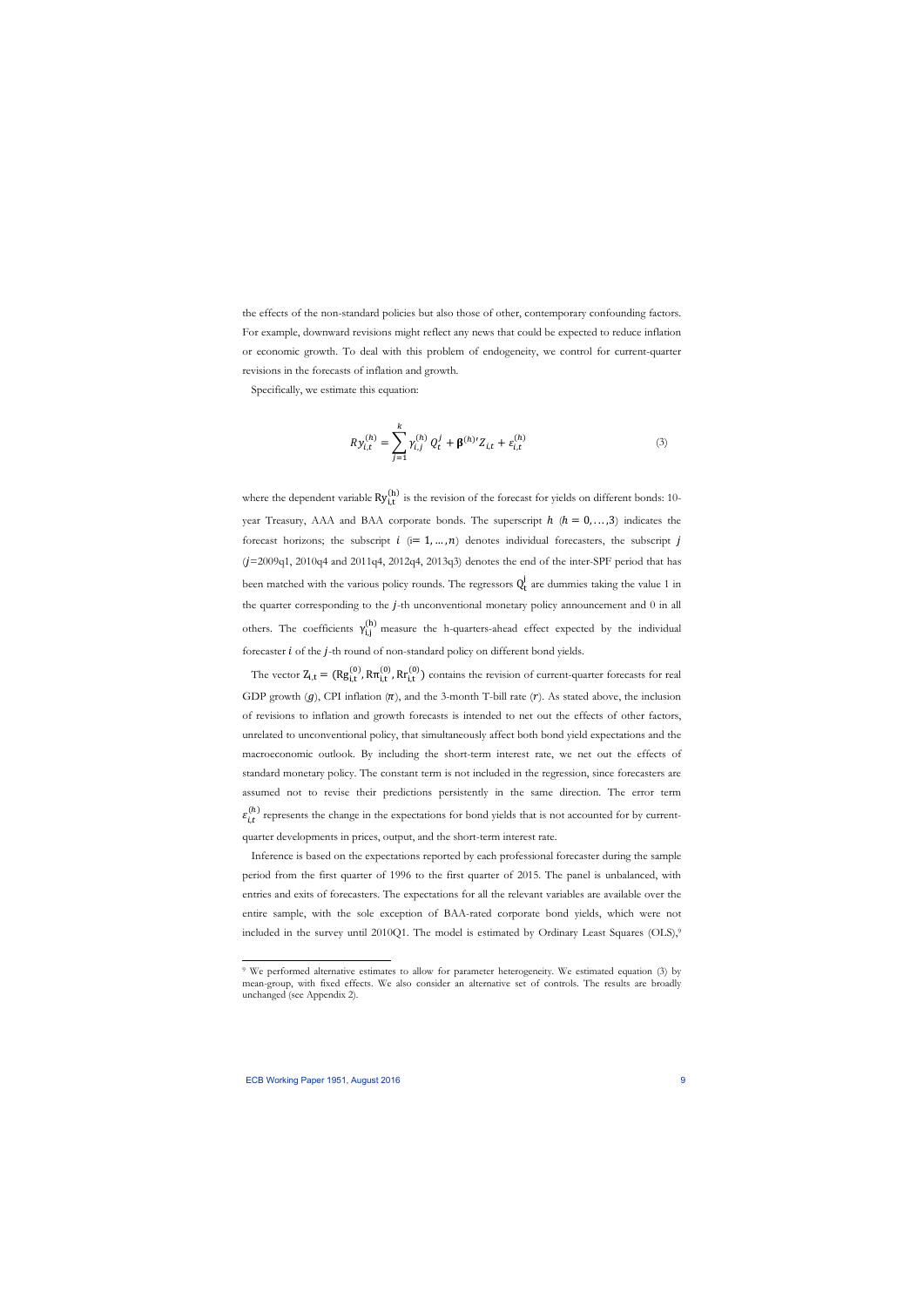the effects of the non-standard policies but also those of other, contemporary confounding factors. For example, downward revisions might reflect any news that could be expected to reduce inflation or economic growth. To deal with this problem of endogeneity, we control for current-quarter revisions in the forecasts of inflation and growth.

Specifically, we estimate this equation:

$$Ry_{i,t}^{(h)} = \sum_{j=1}^{k} \gamma_{i,j}^{(h)} Q_t^j + \boldsymbol{\beta}^{(h)\prime} Z_{i,t} + \varepsilon_{i,t}^{(h)} \tag{3}$$

where the dependent variable $\mathrm{Ry}_{i,t}^{(h)}$ is the revision of the forecast for yields on different bonds: 10-year Treasury, AAA and BAA corporate bonds. The superscript $h$ ($h = 0, \dots, 3$) indicates the forecast horizons; the subscript $i$ ($i = 1, \dots, n$) denotes individual forecasters, the subscript $j$ ($j$=2009q1, 2010q4 and 2011q4, 2012q4, 2013q3) denotes the end of the inter-SPF period that has been matched with the various policy rounds. The regressors $\mathrm{Q}_t^j$ are dummies taking the value 1 in the quarter corresponding to the $j$-th unconventional monetary policy announcement and 0 in all others. The coefficients $\gamma_{i,j}^{(h)}$ measure the h-quarters-ahead effect expected by the individual forecaster $i$ of the $j$-th round of non-standard policy on different bond yields.

The vector $Z_{i,t} = (\mathrm{Rg}_{i,t}^{(0)}, \mathrm{R}\pi_{i,t}^{(0)}, \mathrm{Rr}_{i,t}^{(0)})$ contains the revision of current-quarter forecasts for real GDP growth ($g$), CPI inflation ($\pi$), and the 3-month T-bill rate ($r$). As stated above, the inclusion of revisions to inflation and growth forecasts is intended to net out the effects of other factors, unrelated to unconventional policy, that simultaneously affect both bond yield expectations and the macroeconomic outlook. By including the short-term interest rate, we net out the effects of standard monetary policy. The constant term is not included in the regression, since forecasters are assumed not to revise their predictions persistently in the same direction. The error term $\varepsilon_{i,t}^{(h)}$ represents the change in the expectations for bond yields that is not accounted for by current-quarter developments in prices, output, and the short-term interest rate.

Inference is based on the expectations reported by each professional forecaster during the sample period from the first quarter of 1996 to the first quarter of 2015. The panel is unbalanced, with entries and exits of forecasters. The expectations for all the relevant variables are available over the entire sample, with the sole exception of BAA-rated corporate bond yields, which were not included in the survey until 2010Q1. The model is estimated by Ordinary Least Squares (OLS),[9]

[9] We performed alternative estimates to allow for parameter heterogeneity. We estimated equation (3) by mean-group, with fixed effects. We also consider an alternative set of controls. The results are broadly unchanged (see Appendix 2).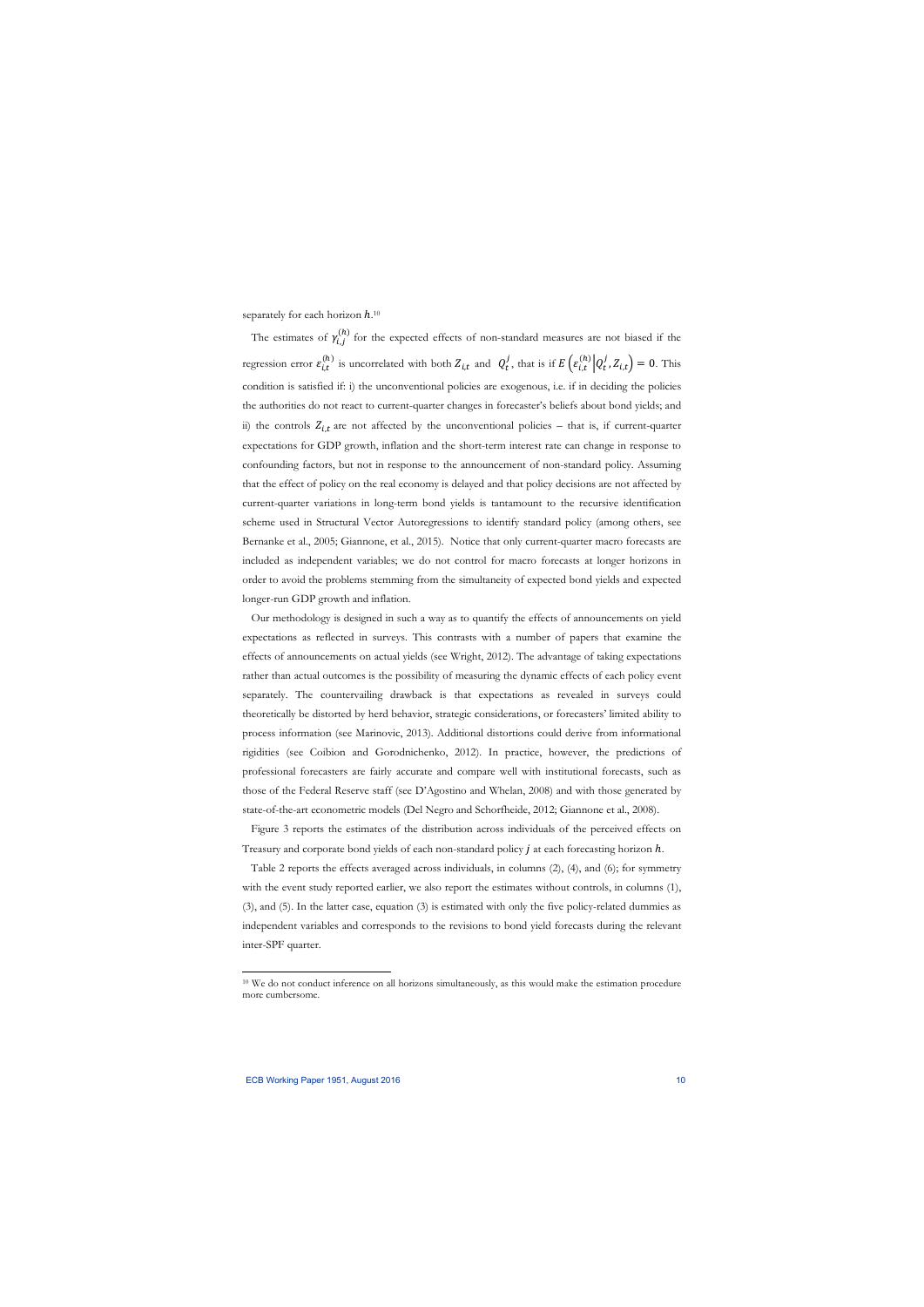separately for each horizon $h$.[10]

The estimates of $\gamma_{i,j}^{(h)}$ for the expected effects of non-standard measures are not biased if the regression error $\varepsilon_{i,t}^{(h)}$ is uncorrelated with both $Z_{i,t}$ and $Q_t^j$, that is if $E\left(\varepsilon_{i,t}^{(h)}\middle|Q_t^j, Z_{i,t}\right) = 0$. This condition is satisfied if: i) the unconventional policies are exogenous, i.e. if in deciding the policies the authorities do not react to current-quarter changes in forecaster's beliefs about bond yields; and ii) the controls $Z_{i,t}$ are not affected by the unconventional policies – that is, if current-quarter expectations for GDP growth, inflation and the short-term interest rate can change in response to confounding factors, but not in response to the announcement of non-standard policy. Assuming that the effect of policy on the real economy is delayed and that policy decisions are not affected by current-quarter variations in long-term bond yields is tantamount to the recursive identification scheme used in Structural Vector Autoregressions to identify standard policy (among others, see Bernanke et al., 2005; Giannone, et al., 2015). Notice that only current-quarter macro forecasts are included as independent variables; we do not control for macro forecasts at longer horizons in order to avoid the problems stemming from the simultaneity of expected bond yields and expected longer-run GDP growth and inflation.

Our methodology is designed in such a way as to quantify the effects of announcements on yield expectations as reflected in surveys. This contrasts with a number of papers that examine the effects of announcements on actual yields (see Wright, 2012). The advantage of taking expectations rather than actual outcomes is the possibility of measuring the dynamic effects of each policy event separately. The countervailing drawback is that expectations as revealed in surveys could theoretically be distorted by herd behavior, strategic considerations, or forecasters' limited ability to process information (see Marinovic, 2013). Additional distortions could derive from informational rigidities (see Coibion and Gorodnichenko, 2012). In practice, however, the predictions of professional forecasters are fairly accurate and compare well with institutional forecasts, such as those of the Federal Reserve staff (see D'Agostino and Whelan, 2008) and with those generated by state-of-the-art econometric models (Del Negro and Schorfheide, 2012; Giannone et al., 2008).

Figure 3 reports the estimates of the distribution across individuals of the perceived effects on Treasury and corporate bond yields of each non-standard policy $j$ at each forecasting horizon $h$.

Table 2 reports the effects averaged across individuals, in columns (2), (4), and (6); for symmetry with the event study reported earlier, we also report the estimates without controls, in columns (1), (3), and (5). In the latter case, equation (3) is estimated with only the five policy-related dummies as independent variables and corresponds to the revisions to bond yield forecasts during the relevant inter-SPF quarter.

[10] We do not conduct inference on all horizons simultaneously, as this would make the estimation procedure more cumbersome.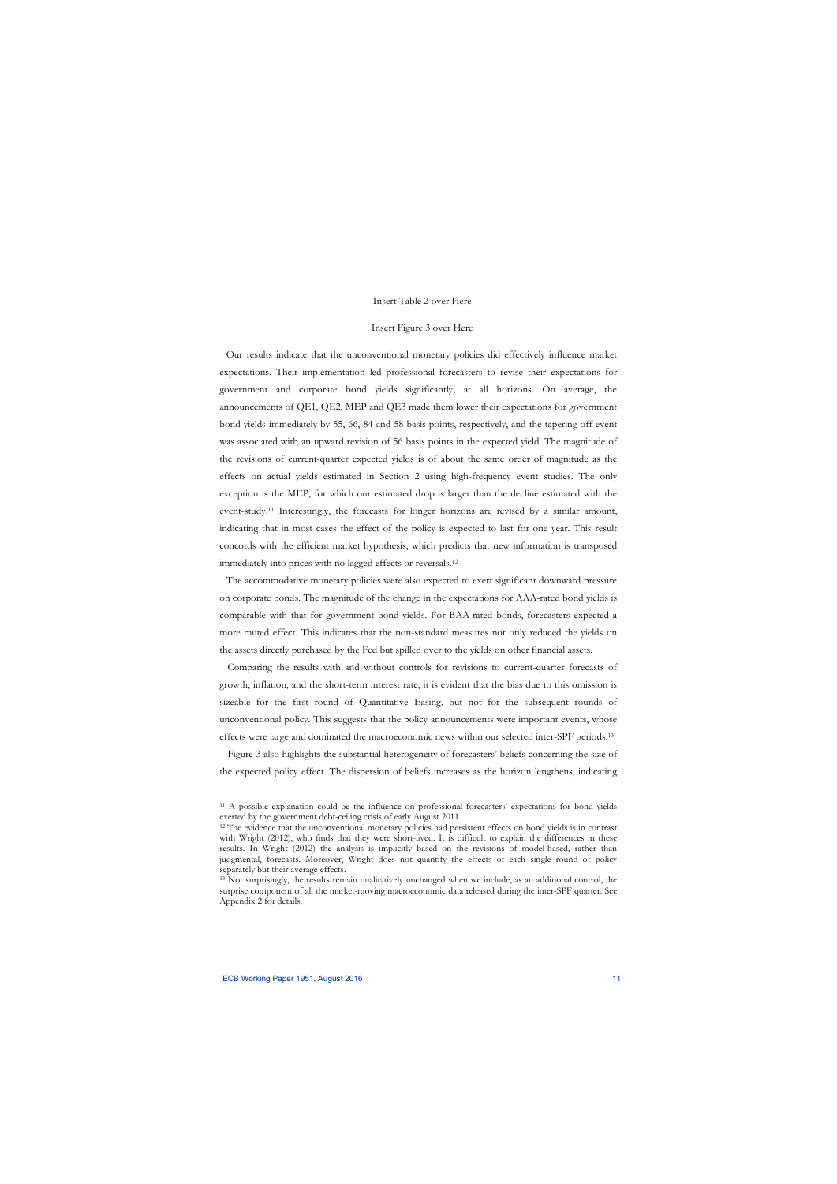Insert Table 2 over Here

Insert Figure 3 over Here

Our results indicate that the unconventional monetary policies did effectively influence market expectations. Their implementation led professional forecasters to revise their expectations for government and corporate bond yields significantly, at all horizons. On average, the announcements of QE1, QE2, MEP and QE3 made them lower their expectations for government bond yields immediately by 55, 66, 84 and 58 basis points, respectively, and the tapering-off event was associated with an upward revision of 56 basis points in the expected yield. The magnitude of the revisions of current-quarter expected yields is of about the same order of magnitude as the effects on actual yields estimated in Section 2 using high-frequency event studies. The only exception is the MEP, for which our estimated drop is larger than the decline estimated with the event-study.[11] Interestingly, the forecasts for longer horizons are revised by a similar amount, indicating that in most cases the effect of the policy is expected to last for one year. This result concords with the efficient market hypothesis, which predicts that new information is transposed immediately into prices with no lagged effects or reversals.[12]

The accommodative monetary policies were also expected to exert significant downward pressure on corporate bonds. The magnitude of the change in the expectations for AAA-rated bond yields is comparable with that for government bond yields. For BAA-rated bonds, forecasters expected a more muted effect. This indicates that the non-standard measures not only reduced the yields on the assets directly purchased by the Fed but spilled over to the yields on other financial assets.

Comparing the results with and without controls for revisions to current-quarter forecasts of growth, inflation, and the short-term interest rate, it is evident that the bias due to this omission is sizeable for the first round of Quantitative Easing, but not for the subsequent rounds of unconventional policy. This suggests that the policy announcements were important events, whose effects were large and dominated the macroeconomic news within our selected inter-SPF periods.[13]

Figure 3 also highlights the substantial heterogeneity of forecasters' beliefs concerning the size of the expected policy effect. The dispersion of beliefs increases as the horizon lengthens, indicating

---

[11] A possible explanation could be the influence on professional forecasters' expectations for bond yields exerted by the government debt-ceiling crisis of early August 2011.

[12] The evidence that the unconventional monetary policies had persistent effects on bond yields is in contrast with Wright (2012), who finds that they were short-lived. It is difficult to explain the differences in these results. In Wright (2012) the analysis is implicitly based on the revisions of model-based, rather than judgmental, forecasts. Moreover, Wright does not quantify the effects of each single round of policy separately but their average effects.

[13] Not surprisingly, the results remain qualitatively unchanged when we include, as an additional control, the surprise component of all the market-moving macroeconomic data released during the inter-SPF quarter. See Appendix 2 for details.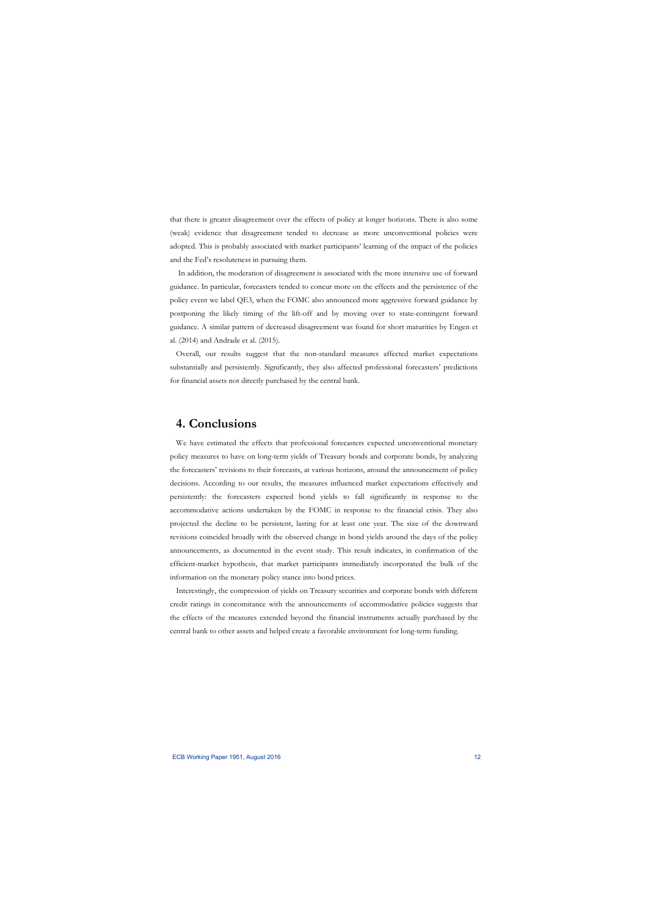that there is greater disagreement over the effects of policy at longer horizons. There is also some (weak) evidence that disagreement tended to decrease as more unconventional policies were adopted. This is probably associated with market participants' learning of the impact of the policies and the Fed's resoluteness in pursuing them.

In addition, the moderation of disagreement is associated with the more intensive use of forward guidance. In particular, forecasters tended to concur more on the effects and the persistence of the policy event we label QE3, when the FOMC also announced more aggressive forward guidance by postponing the likely timing of the lift-off and by moving over to state-contingent forward guidance. A similar pattern of decreased disagreement was found for short maturities by Engen et al. (2014) and Andrade et al. (2015).

Overall, our results suggest that the non-standard measures affected market expectations substantially and persistently. Significantly, they also affected professional forecasters' predictions for financial assets not directly purchased by the central bank.

# 4. Conclusions

We have estimated the effects that professional forecasters expected unconventional monetary policy measures to have on long-term yields of Treasury bonds and corporate bonds, by analyzing the forecasters' revisions to their forecasts, at various horizons, around the announcement of policy decisions. According to our results, the measures influenced market expectations effectively and persistently: the forecasters expected bond yields to fall significantly in response to the accommodative actions undertaken by the FOMC in response to the financial crisis. They also projected the decline to be persistent, lasting for at least one year. The size of the downward revisions coincided broadly with the observed change in bond yields around the days of the policy announcements, as documented in the event study. This result indicates, in confirmation of the efficient-market hypothesis, that market participants immediately incorporated the bulk of the information on the monetary policy stance into bond prices.

Interestingly, the compression of yields on Treasury securities and corporate bonds with different credit ratings in concomitance with the announcements of accommodative policies suggests that the effects of the measures extended beyond the financial instruments actually purchased by the central bank to other assets and helped create a favorable environment for long-term funding.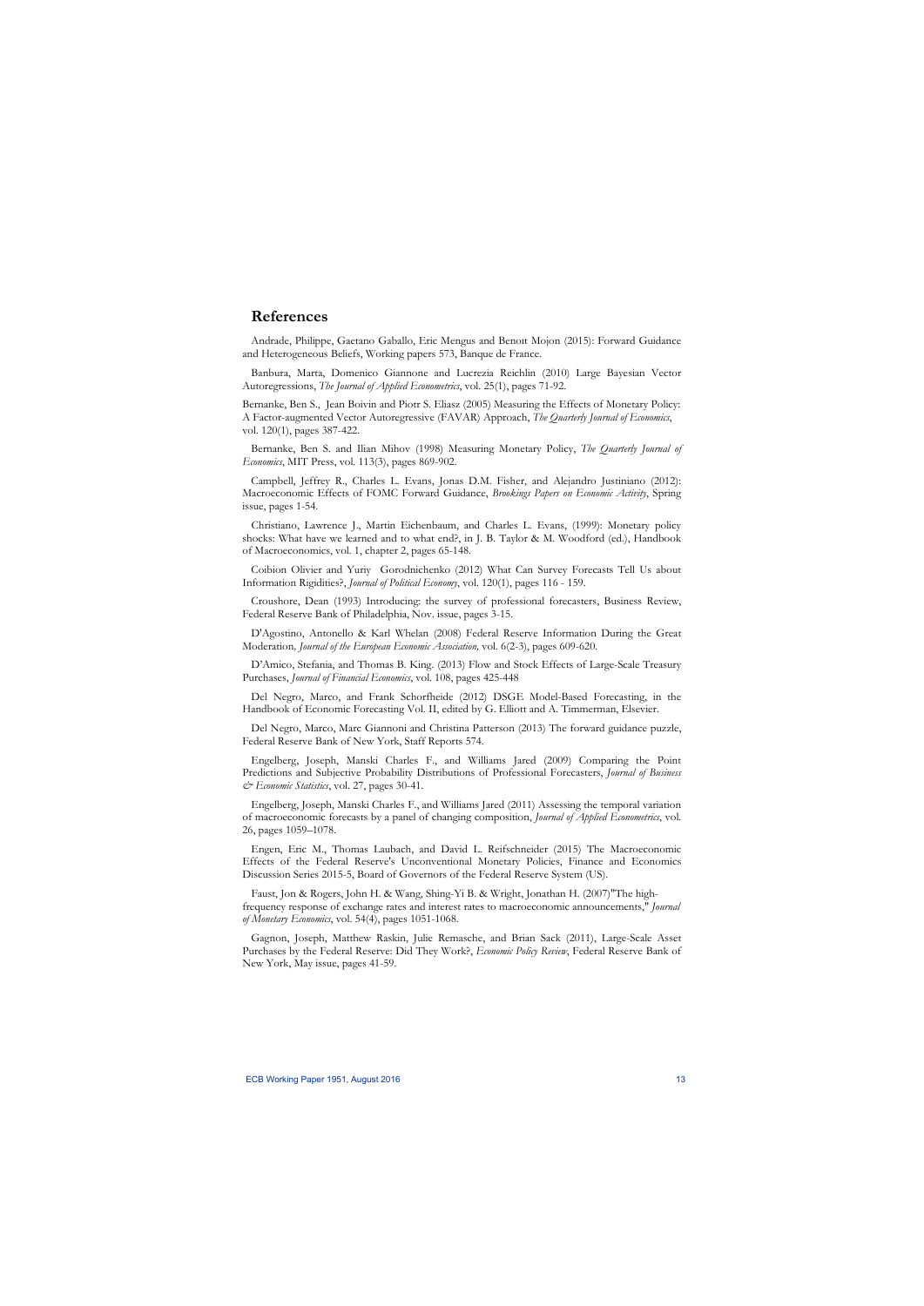# References

Andrade, Philippe, Gaetano Gaballo, Eric Mengus and Benoit Mojon (2015): Forward Guidance and Heterogeneous Beliefs, Working papers 573, Banque de France.

Banbura, Marta, Domenico Giannone and Lucrezia Reichlin (2010) Large Bayesian Vector Autoregressions, *The Journal of Applied Econometrics*, vol. 25(1), pages 71-92.

Bernanke, Ben S., Jean Boivin and Piotr S. Eliasz (2005) Measuring the Effects of Monetary Policy: A Factor-augmented Vector Autoregressive (FAVAR) Approach, *The Quarterly Journal of Economics*, vol. 120(1), pages 387-422.

Bernanke, Ben S. and Ilian Mihov (1998) Measuring Monetary Policy, *The Quarterly Journal of Economics*, MIT Press, vol. 113(3), pages 869-902.

Campbell, Jeffrey R., Charles L. Evans, Jonas D.M. Fisher, and Alejandro Justiniano (2012): Macroeconomic Effects of FOMC Forward Guidance, *Brookings Papers on Economic Activity*, Spring issue, pages 1-54.

Christiano, Lawrence J., Martin Eichenbaum, and Charles L. Evans, (1999): Monetary policy shocks: What have we learned and to what end?, in J. B. Taylor & M. Woodford (ed.), Handbook of Macroeconomics, vol. 1, chapter 2, pages 65-148.

Coibion Olivier and Yuriy Gorodnichenko (2012) What Can Survey Forecasts Tell Us about Information Rigidities?, *Journal of Political Economy*, vol. 120(1), pages 116 - 159.

Croushore, Dean (1993) Introducing: the survey of professional forecasters, Business Review, Federal Reserve Bank of Philadelphia, Nov. issue, pages 3-15.

D'Agostino, Antonello & Karl Whelan (2008) Federal Reserve Information During the Great Moderation, *Journal of the European Economic Association,* vol. 6(2-3), pages 609-620.

D'Amico, Stefania, and Thomas B. King. (2013) Flow and Stock Effects of Large-Scale Treasury Purchases, *Journal of Financial Economics*, vol. 108, pages 425-448

Del Negro, Marco, and Frank Schorfheide (2012) DSGE Model-Based Forecasting, in the Handbook of Economic Forecasting Vol. II, edited by G. Elliott and A. Timmerman, Elsevier.

Del Negro, Marco, Marc Giannoni and Christina Patterson (2013) The forward guidance puzzle, Federal Reserve Bank of New York, Staff Reports 574.

Engelberg, Joseph, Manski Charles F., and Williams Jared (2009) Comparing the Point Predictions and Subjective Probability Distributions of Professional Forecasters, *Journal of Business & Economic Statistics*, vol. 27, pages 30-41.

Engelberg, Joseph, Manski Charles F., and Williams Jared (2011) Assessing the temporal variation of macroeconomic forecasts by a panel of changing composition, *Journal of Applied Econometrics*, vol. 26, pages 1059–1078.

Engen, Eric M., Thomas Laubach, and David L. Reifschneider (2015) The Macroeconomic Effects of the Federal Reserve's Unconventional Monetary Policies, Finance and Economics Discussion Series 2015-5, Board of Governors of the Federal Reserve System (US).

Faust, Jon & Rogers, John H. & Wang, Shing-Yi B. & Wright, Jonathan H. (2007)"The high-frequency response of exchange rates and interest rates to macroeconomic announcements," *Journal of Monetary Economics*, vol. 54(4), pages 1051-1068.

Gagnon, Joseph, Matthew Raskin, Julie Remasche, and Brian Sack (2011), Large-Scale Asset Purchases by the Federal Reserve: Did They Work?, *Economic Policy Review*, Federal Reserve Bank of New York, May issue, pages 41-59.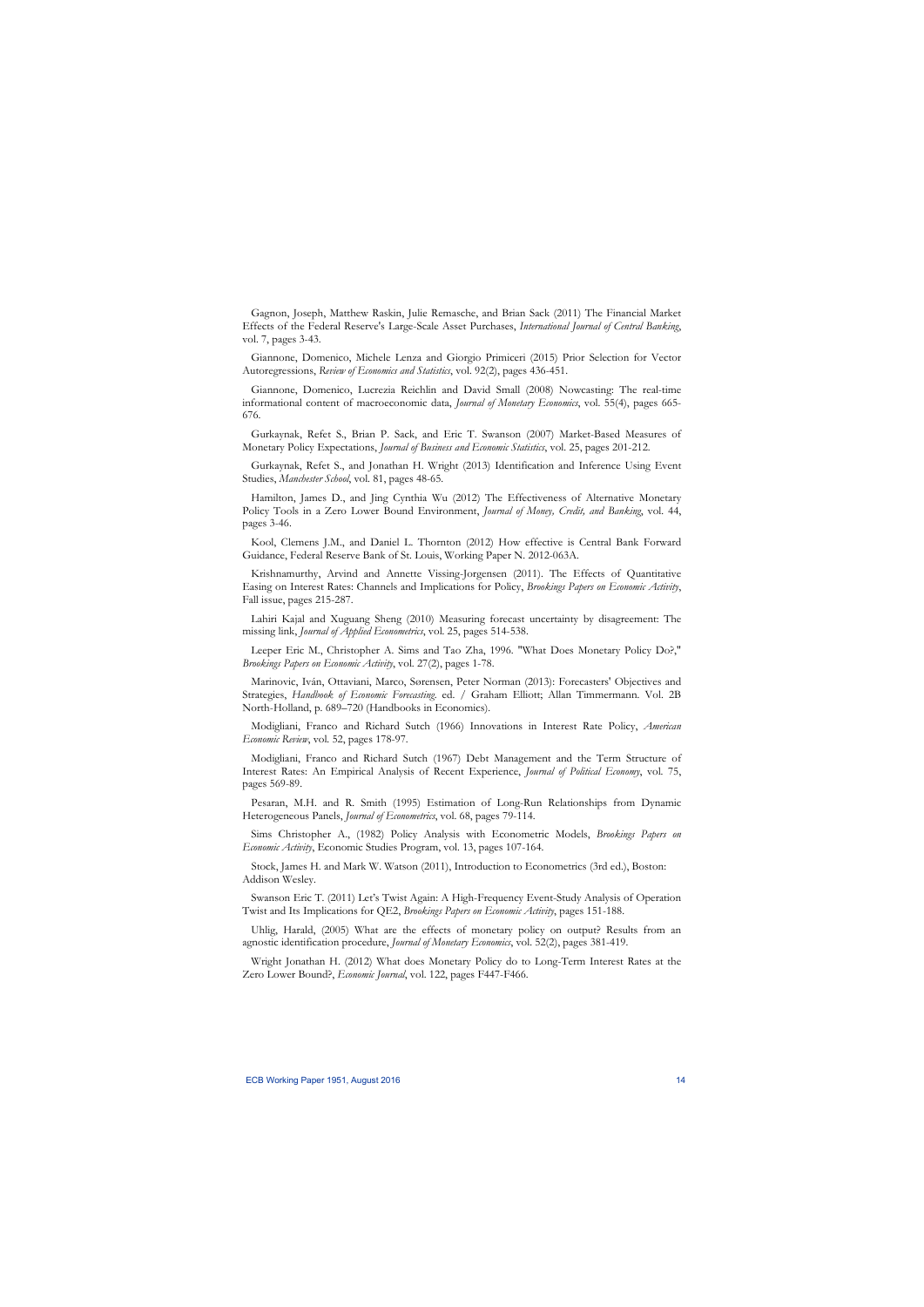Gagnon, Joseph, Matthew Raskin, Julie Remasche, and Brian Sack (2011) The Financial Market Effects of the Federal Reserve's Large-Scale Asset Purchases, *International Journal of Central Banking*, vol. 7, pages 3-43.

Giannone, Domenico, Michele Lenza and Giorgio Primiceri (2015) Prior Selection for Vector Autoregressions, *Review of Economics and Statistics*, vol. 92(2), pages 436-451.

Giannone, Domenico, Lucrezia Reichlin and David Small (2008) Nowcasting: The real-time informational content of macroeconomic data, *Journal of Monetary Economics*, vol. 55(4), pages 665-676.

Gurkaynak, Refet S., Brian P. Sack, and Eric T. Swanson (2007) Market-Based Measures of Monetary Policy Expectations, *Journal of Business and Economic Statistics*, vol. 25, pages 201-212.

Gurkaynak, Refet S., and Jonathan H. Wright (2013) Identification and Inference Using Event Studies, *Manchester School*, vol. 81, pages 48-65.

Hamilton, James D., and Jing Cynthia Wu (2012) The Effectiveness of Alternative Monetary Policy Tools in a Zero Lower Bound Environment, *Journal of Money, Credit, and Banking*, vol. 44, pages 3-46.

Kool, Clemens J.M., and Daniel L. Thornton (2012) How effective is Central Bank Forward Guidance, Federal Reserve Bank of St. Louis, Working Paper N. 2012-063A.

Krishnamurthy, Arvind and Annette Vissing-Jorgensen (2011). The Effects of Quantitative Easing on Interest Rates: Channels and Implications for Policy, *Brookings Papers on Economic Activity*, Fall issue, pages 215-287.

Lahiri Kajal and Xuguang Sheng (2010) Measuring forecast uncertainty by disagreement: The missing link, *Journal of Applied Econometrics*, vol. 25, pages 514-538.

Leeper Eric M., Christopher A. Sims and Tao Zha, 1996. "What Does Monetary Policy Do?," *Brookings Papers on Economic Activity*, vol. 27(2), pages 1-78.

Marinovic, Iván, Ottaviani, Marco, Sørensen, Peter Norman (2013): Forecasters' Objectives and Strategies, *Handbook of Economic Forecasting*. ed. / Graham Elliott; Allan Timmermann. Vol. 2B North-Holland, p. 689–720 (Handbooks in Economics).

Modigliani, Franco and Richard Sutch (1966) Innovations in Interest Rate Policy, *American Economic Review*, vol. 52, pages 178-97.

Modigliani, Franco and Richard Sutch (1967) Debt Management and the Term Structure of Interest Rates: An Empirical Analysis of Recent Experience, *Journal of Political Economy*, vol. 75, pages 569-89.

Pesaran, M.H. and R. Smith (1995) Estimation of Long-Run Relationships from Dynamic Heterogeneous Panels, *Journal of Econometrics*, vol. 68, pages 79-114.

Sims Christopher A., (1982) Policy Analysis with Econometric Models, *Brookings Papers on Economic Activity*, Economic Studies Program, vol. 13, pages 107-164.

Stock, James H. and Mark W. Watson (2011), Introduction to Econometrics (3rd ed.), Boston: Addison Wesley.

Swanson Eric T. (2011) Let's Twist Again: A High-Frequency Event-Study Analysis of Operation Twist and Its Implications for QE2, *Brookings Papers on Economic Activity*, pages 151-188.

Uhlig, Harald, (2005) What are the effects of monetary policy on output? Results from an agnostic identification procedure, *Journal of Monetary Economics*, vol. 52(2), pages 381-419.

Wright Jonathan H. (2012) What does Monetary Policy do to Long-Term Interest Rates at the Zero Lower Bound?, *Economic Journal*, vol. 122, pages F447-F466.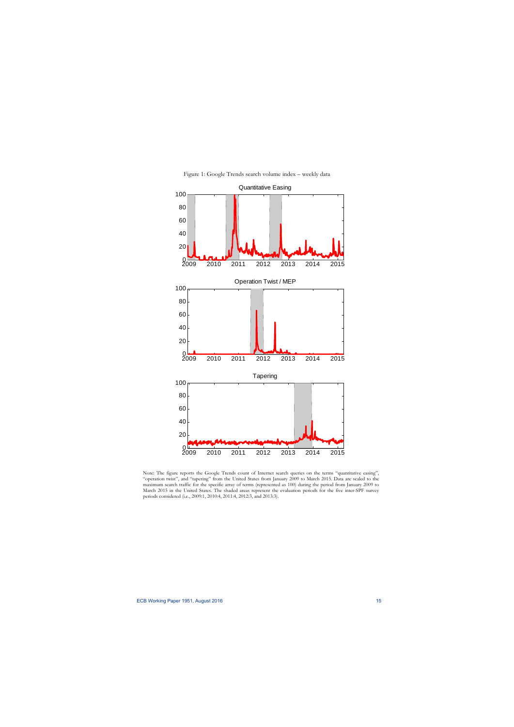Figure 1: Google Trends search volume index – weekly data

Note: The figure reports the Google Trends count of Internet search queries on the terms "quantitative easing", "operation twist", and "tapering" from the United States from January 2009 to March 2015. Data are scaled to the maximum search traffic for the specific array of terms (represented as 100) during the period from January 2009 to March 2015 in the United States. The shaded areas represent the evaluation periods for the five inter-SPF survey periods considered (i.e., 2009:1, 2010:4, 2011:4, 2012:3, and 2013:3).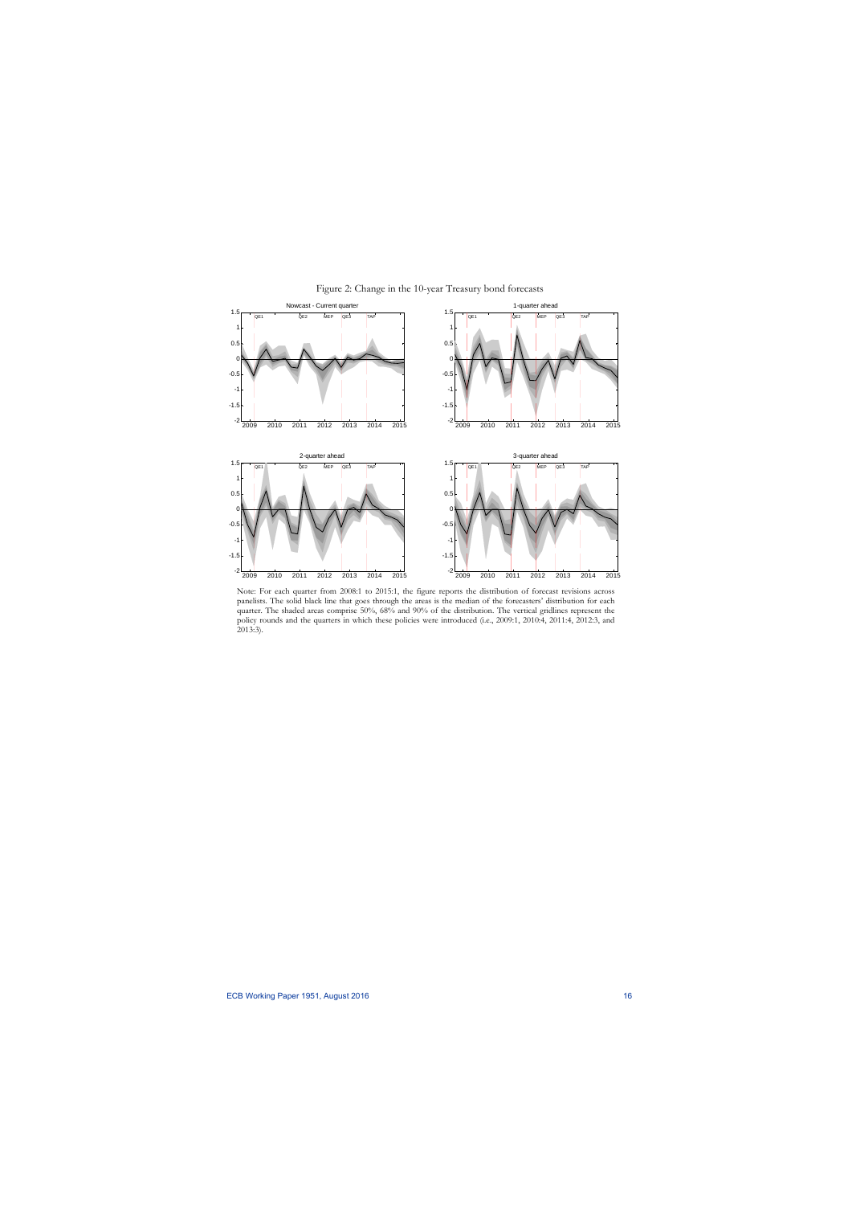Figure 2: Change in the 10-year Treasury bond forecasts

Note: For each quarter from 2008:1 to 2015:1, the figure reports the distribution of forecast revisions across panelists. The solid black line that goes through the areas is the median of the forecasters' distribution for each quarter. The shaded areas comprise 50%, 68% and 90% of the distribution. The vertical gridlines represent the policy rounds and the quarters in which these policies were introduced (i.e., 2009:1, 2010:4, 2011:4, 2012:3, and 2013:3).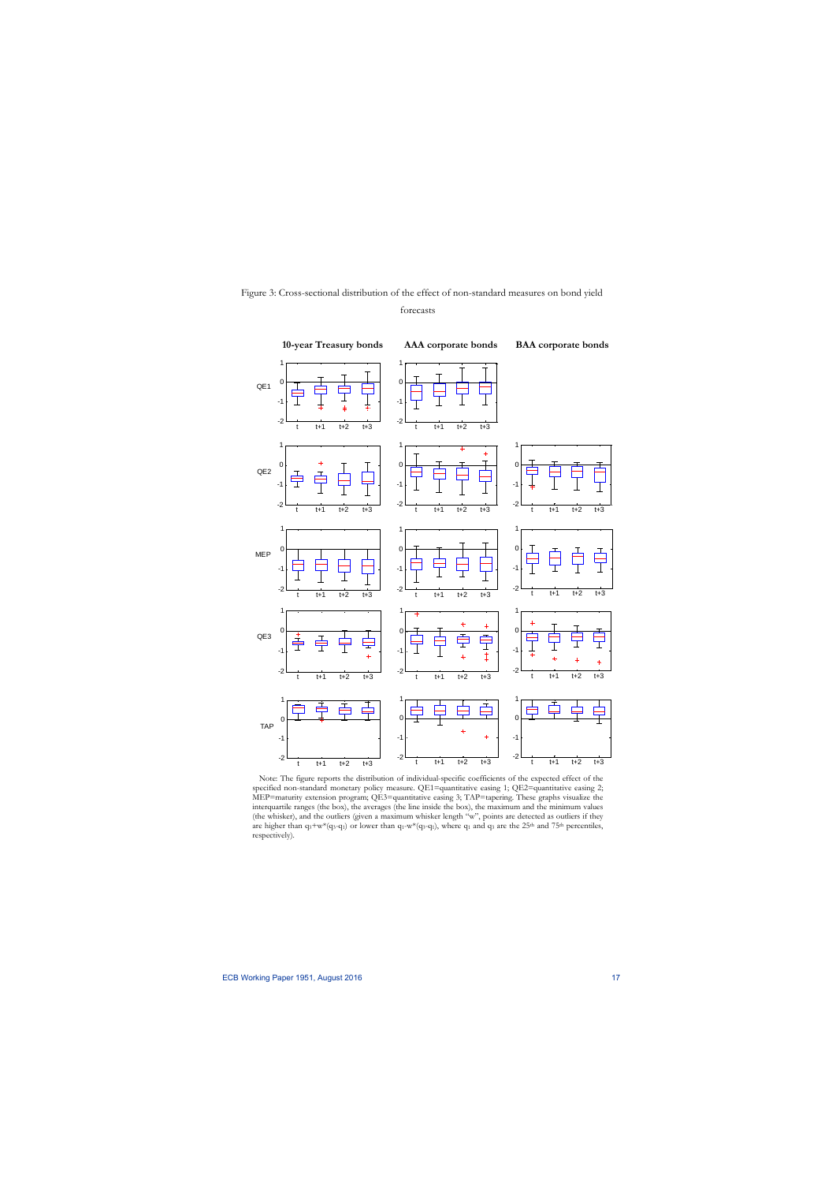Figure 3: Cross-sectional distribution of the effect of non-standard measures on bond yield forecasts

Note: The figure reports the distribution of individual-specific coefficients of the expected effect of the specified non-standard monetary policy measure. QE1=quantitative easing 1; QE2=quantitative easing 2; MEP=maturity extension program; QE3=quantitative easing 3; TAP=tapering. These graphs visualize the interquartile ranges (the box), the averages (the line inside the box), the maximum and the minimum values (the whisker), and the outliers (given a maximum whisker length "w", points are detected as outliers if they are higher than $q_3+w*(q_3-q_1)$ or lower than $q_1-w*(q_3-q_1)$, where $q_1$ and $q_3$ are the 25[th] and 75[th] percentiles, respectively).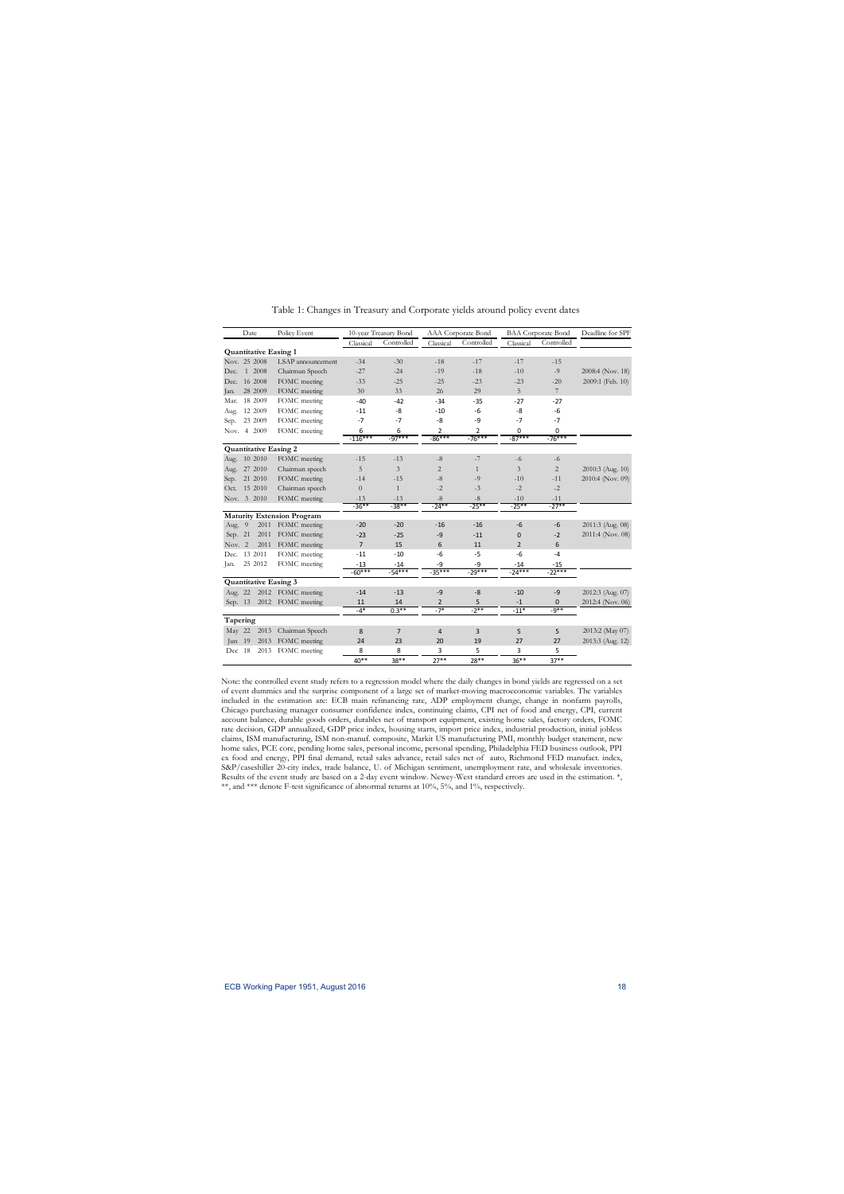Table 1: Changes in Treasury and Corporate yields around policy event dates

| Date | Policy Event | 10-year Treasury Bond | | AAA Corporate Bond | | BAA Corporate Bond | | Deadline for SPF |
|---|---|---|---|---|---|---|---|---|
| | | Classical | Controlled | Classical | Controlled | Classical | Controlled | |
| **Quantitative Easing 1** | | | | | | | | |
| Nov. 25 2008 | LSAP announcement | -34 | -30 | -18 | -17 | -17 | -15 | |
| Dec. 1 2008 | Chairman Speech | -27 | -24 | -19 | -18 | -10 | -9 | 2008:4 (Nov. 18) |
| Dec. 16 2008 | FOMC meeting | -33 | -25 | -25 | -23 | -23 | -20 | 2009:1 (Feb. 10) |
| Jan. 28 2009 | FOMC meeting | 30 | 33 | 26 | 29 | 5 | 7 | |
| Mar. 18 2009 | FOMC meeting | -40 | -42 | -34 | -35 | -27 | -27 | |
| Aug. 12 2009 | FOMC meeting | -11 | -8 | -10 | -6 | -8 | -6 | |
| Sep. 23 2009 | FOMC meeting | -7 | -7 | -8 | -9 | -7 | -7 | |
| Nov. 4 2009 | FOMC meeting | 6 | 6 | 2 | 2 | 0 | 0 | |
| | | -116*** | -97*** | -86*** | -76*** | -87*** | -76*** | |
| **Quantitative Easing 2** | | | | | | | | |
| Aug. 10 2010 | FOMC meeting | -15 | -13 | -8 | -7 | -6 | -6 | |
| Aug. 27 2010 | Chairman speech | 5 | 3 | 2 | 1 | 3 | 2 | 2010:3 (Aug. 10) |
| Sep. 21 2010 | FOMC meeting | -14 | -15 | -8 | -9 | -10 | -11 | 2010:4 (Nov. 09) |
| Oct. 15 2010 | Chairman speech | 0 | 1 | -2 | -3 | -2 | -2 | |
| Nov. 3 2010 | FOMC meeting | -13 | -13 | -8 | -8 | -10 | -11 | |
| | | -36** | -38** | -24** | -25** | -25** | -27** | |
| **Maturity Extension Program** | | | | | | | | |
| Aug. 9 2011 | FOMC meeting | -20 | -20 | -16 | -16 | -6 | -6 | 2011:3 (Aug. 08) |
| Sep. 21 2011 | FOMC meeting | -23 | -25 | -9 | -11 | 0 | -2 | 2011:4 (Nov. 08) |
| Nov. 2 2011 | FOMC meeting | 7 | 15 | 6 | 11 | 2 | 6 | |
| Dec. 13 2011 | FOMC meeting | -11 | -10 | -6 | -5 | -6 | -4 | |
| Jan. 25 2012 | FOMC meeting | -13 | -14 | -9 | -9 | -14 | -15 | |
| | | -60*** | -54*** | -35*** | -29*** | -24*** | -22*** | |
| **Quantitative Easing 3** | | | | | | | | |
| Aug. 22 2012 | FOMC meeting | -14 | -13 | -9 | -8 | -10 | -9 | 2012:3 (Aug. 07) |
| Sep. 13 2012 | FOMC meeting | 11 | 14 | 2 | 5 | -1 | 0 | 2012:4 (Nov. 06) |
| | | -4* | 0.3** | -7* | -2** | -11* | -9** | |
| **Tapering** | | | | | | | | |
| May 22 2013 | Chairman Speech | 8 | 7 | 4 | 3 | 5 | 5 | 2013:2 (May 07) |
| Jun 19 2013 | FOMC meeting | 24 | 23 | 20 | 19 | 27 | 27 | 2013:3 (Aug. 12) |
| Dec 18 2013 | FOMC meeting | 8 | 8 | 3 | 5 | 3 | 5 | |
| | | 40** | 38** | 27** | 28** | 36** | 37** | |

Note: the controlled event study refers to a regression model where the daily changes in bond yields are regressed on a set of event dummies and the surprise component of a large set of market-moving macroeconomic variables. The variables included in the estimation are: ECB main refinancing rate, ADP employment change, change in nonfarm payrolls, Chicago purchasing manager consumer confidence index, continuing claims, CPI net of food and energy, CPI, current account balance, durable goods orders, durables net of transport equipment, existing home sales, factory orders, FOMC rate decision, GDP annualized, GDP price index, housing starts, import price index, industrial production, initial jobless claims, ISM manufacturing, ISM non-manuf. composite, Markit US manufacturing PMI, monthly budget statement, new home sales, PCE core, pending home sales, personal income, personal spending, Philadelphia FED business outlook, PPI ex food and energy, PPI final demand, retail sales advance, retail sales net of auto, Richmond FED manufact. index, S&P/caseshiller 20-city index, trade balance, U. of Michigan sentiment, unemployment rate, and wholesale inventories. Results of the event study are based on a 2-day event window. Newey-West standard errors are used in the estimation. *, **, and *** denote F-test significance of abnormal returns at 10%, 5%, and 1%, respectively.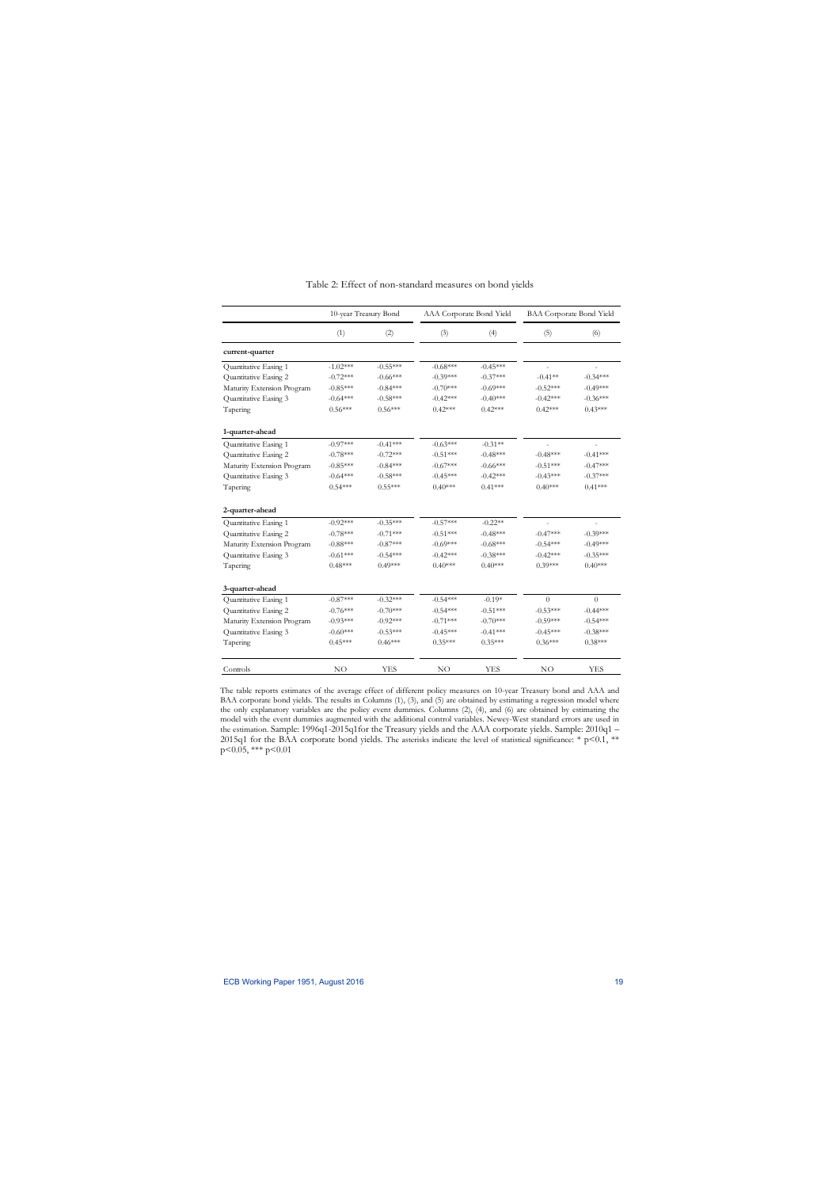Table 2: Effect of non-standard measures on bond yields

| | 10-year Treasury Bond | | AAA Corporate Bond Yield | | BAA Corporate Bond Yield | |
|---|---|---|---|---|---|---|
| | (1) | (2) | (3) | (4) | (5) | (6) |
| **current-quarter** | | | | | | |
| Quantitative Easing 1 | -1.02*** | -0.55*** | -0.68*** | -0.45*** | - | - |
| Quantitative Easing 2 | -0.72*** | -0.66*** | -0.39*** | -0.37*** | -0.41** | -0.34*** |
| Maturity Extension Program | -0.85*** | -0.84*** | -0.70*** | -0.69*** | -0.52*** | -0.49*** |
| Quantitative Easing 3 | -0.64*** | -0.58*** | -0.42*** | -0.40*** | -0.42*** | -0.36*** |
| Tapering | 0.56*** | 0.56*** | 0.42*** | 0.42*** | 0.42*** | 0.43*** |
| **1-quarter-ahead** | | | | | | |
| Quantitative Easing 1 | -0.97*** | -0.41*** | -0.63*** | -0.31** | - | - |
| Quantitative Easing 2 | -0.78*** | -0.72*** | -0.51*** | -0.48*** | -0.48*** | -0.41*** |
| Maturity Extension Program | -0.85*** | -0.84*** | -0.67*** | -0.66*** | -0.51*** | -0.47*** |
| Quantitative Easing 3 | -0.64*** | -0.58*** | -0.45*** | -0.42*** | -0.43*** | -0.37*** |
| Tapering | 0.54*** | 0.55*** | 0.40*** | 0.41*** | 0.40*** | 0.41*** |
| **2-quarter-ahead** | | | | | | |
| Quantitative Easing 1 | -0.92*** | -0.35*** | -0.57*** | -0.22** | - | - |
| Quantitative Easing 2 | -0.78*** | -0.71*** | -0.51*** | -0.48*** | -0.47*** | -0.39*** |
| Maturity Extension Program | -0.88*** | -0.87*** | -0.69*** | -0.68*** | -0.54*** | -0.49*** |
| Quantitative Easing 3 | -0.61*** | -0.54*** | -0.42*** | -0.38*** | -0.42*** | -0.35*** |
| Tapering | 0.48*** | 0.49*** | 0.40*** | 0.40*** | 0.39*** | 0.40*** |
| **3-quarter-ahead** | | | | | | |
| Quantitative Easing 1 | -0.87*** | -0.32*** | -0.54*** | -0.19* | 0 | 0 |
| Quantitative Easing 2 | -0.76*** | -0.70*** | -0.54*** | -0.51*** | -0.53*** | -0.44*** |
| Maturity Extension Program | -0.93*** | -0.92*** | -0.71*** | -0.70*** | -0.59*** | -0.54*** |
| Quantitative Easing 3 | -0.60*** | -0.53*** | -0.45*** | -0.41*** | -0.45*** | -0.38*** |
| Tapering | 0.45*** | 0.46*** | 0.35*** | 0.35*** | 0.36*** | 0.38*** |
| Controls | NO | YES | NO | YES | NO | YES |

The table reports estimates of the average effect of different policy measures on 10-year Treasury bond and AAA and BAA corporate bond yields. The results in Columns (1), (3), and (5) are obtained by estimating a regression model where the only explanatory variables are the policy event dummies. Columns (2), (4), and (6) are obtained by estimating the model with the event dummies augmented with the additional control variables. Newey-West standard errors are used in the estimation. Sample: 1996q1-2015q1for the Treasury yields and the AAA corporate yields. Sample: 2010q1 – 2015q1 for the BAA corporate bond yields. The asterisks indicate the level of statistical significance: * $p<0.1$, ** $p<0.05$, *** $p<0.01$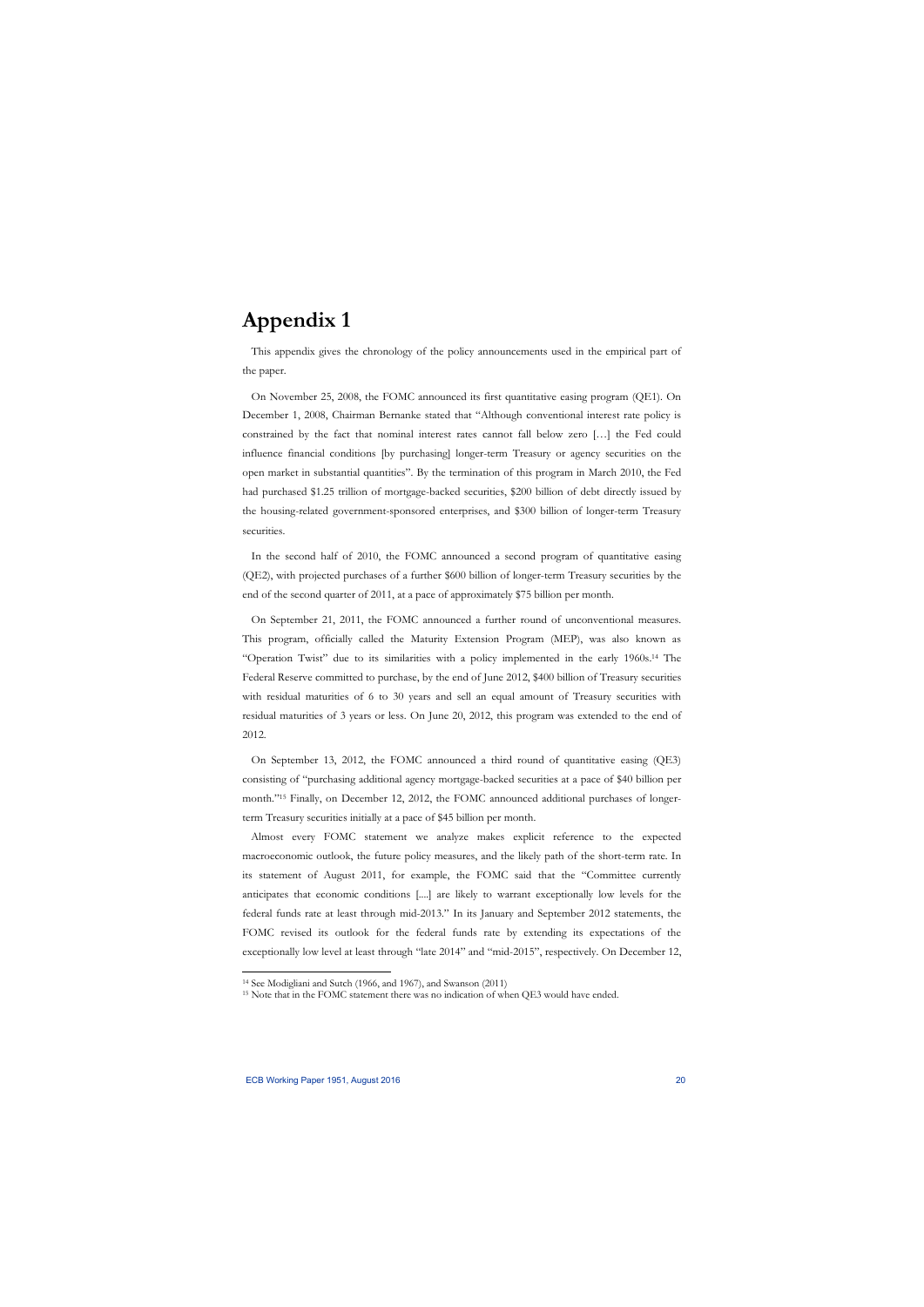# Appendix 1

This appendix gives the chronology of the policy announcements used in the empirical part of the paper.

On November 25, 2008, the FOMC announced its first quantitative easing program (QE1). On December 1, 2008, Chairman Bernanke stated that "Although conventional interest rate policy is constrained by the fact that nominal interest rates cannot fall below zero […] the Fed could influence financial conditions [by purchasing] longer-term Treasury or agency securities on the open market in substantial quantities". By the termination of this program in March 2010, the Fed had purchased $1.25 trillion of mortgage-backed securities, $200 billion of debt directly issued by the housing-related government-sponsored enterprises, and $300 billion of longer-term Treasury securities.

In the second half of 2010, the FOMC announced a second program of quantitative easing (QE2), with projected purchases of a further $600 billion of longer-term Treasury securities by the end of the second quarter of 2011, at a pace of approximately $75 billion per month.

On September 21, 2011, the FOMC announced a further round of unconventional measures. This program, officially called the Maturity Extension Program (MEP), was also known as "Operation Twist" due to its similarities with a policy implemented in the early 1960s.[14] The Federal Reserve committed to purchase, by the end of June 2012, $400 billion of Treasury securities with residual maturities of 6 to 30 years and sell an equal amount of Treasury securities with residual maturities of 3 years or less. On June 20, 2012, this program was extended to the end of 2012.

On September 13, 2012, the FOMC announced a third round of quantitative easing (QE3) consisting of "purchasing additional agency mortgage-backed securities at a pace of $40 billion per month."[15] Finally, on December 12, 2012, the FOMC announced additional purchases of longer-term Treasury securities initially at a pace of $45 billion per month.

Almost every FOMC statement we analyze makes explicit reference to the expected macroeconomic outlook, the future policy measures, and the likely path of the short-term rate. In its statement of August 2011, for example, the FOMC said that the "Committee currently anticipates that economic conditions [....] are likely to warrant exceptionally low levels for the federal funds rate at least through mid-2013." In its January and September 2012 statements, the FOMC revised its outlook for the federal funds rate by extending its expectations of the exceptionally low level at least through "late 2014" and "mid-2015", respectively. On December 12,

[14] See Modigliani and Sutch (1966, and 1967), and Swanson (2011)

[15] Note that in the FOMC statement there was no indication of when QE3 would have ended.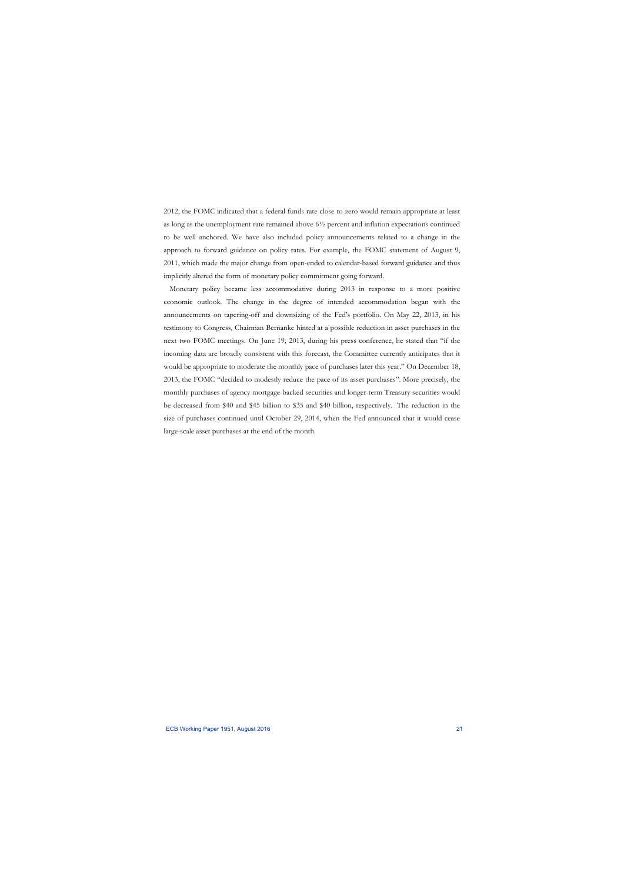2012, the FOMC indicated that a federal funds rate close to zero would remain appropriate at least as long as the unemployment rate remained above 6½ percent and inflation expectations continued to be well anchored. We have also included policy announcements related to a change in the approach to forward guidance on policy rates. For example, the FOMC statement of August 9, 2011, which made the major change from open-ended to calendar-based forward guidance and thus implicitly altered the form of monetary policy commitment going forward.

Monetary policy became less accommodative during 2013 in response to a more positive economic outlook. The change in the degree of intended accommodation began with the announcements on tapering-off and downsizing of the Fed's portfolio. On May 22, 2013, in his testimony to Congress, Chairman Bernanke hinted at a possible reduction in asset purchases in the next two FOMC meetings. On June 19, 2013, during his press conference, he stated that "if the incoming data are broadly consistent with this forecast, the Committee currently anticipates that it would be appropriate to moderate the monthly pace of purchases later this year." On December 18, 2013, the FOMC "decided to modestly reduce the pace of its asset purchases". More precisely, the monthly purchases of agency mortgage-backed securities and longer-term Treasury securities would be decreased from $40 and $45 billion to $35 and $40 billion, respectively. The reduction in the size of purchases continued until October 29, 2014, when the Fed announced that it would cease large-scale asset purchases at the end of the month.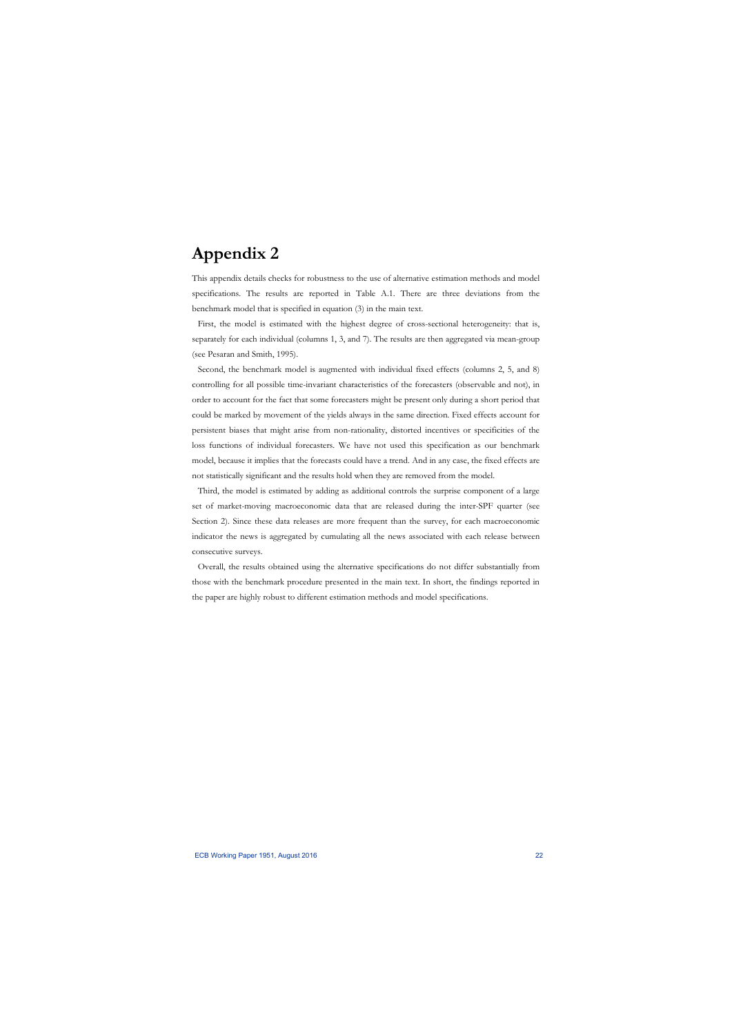# Appendix 2

This appendix details checks for robustness to the use of alternative estimation methods and model specifications. The results are reported in Table A.1. There are three deviations from the benchmark model that is specified in equation (3) in the main text.

First, the model is estimated with the highest degree of cross-sectional heterogeneity: that is, separately for each individual (columns 1, 3, and 7). The results are then aggregated via mean-group (see Pesaran and Smith, 1995).

Second, the benchmark model is augmented with individual fixed effects (columns 2, 5, and 8) controlling for all possible time-invariant characteristics of the forecasters (observable and not), in order to account for the fact that some forecasters might be present only during a short period that could be marked by movement of the yields always in the same direction. Fixed effects account for persistent biases that might arise from non-rationality, distorted incentives or specificities of the loss functions of individual forecasters. We have not used this specification as our benchmark model, because it implies that the forecasts could have a trend. And in any case, the fixed effects are not statistically significant and the results hold when they are removed from the model.

Third, the model is estimated by adding as additional controls the surprise component of a large set of market-moving macroeconomic data that are released during the inter-SPF quarter (see Section 2). Since these data releases are more frequent than the survey, for each macroeconomic indicator the news is aggregated by cumulating all the news associated with each release between consecutive surveys.

Overall, the results obtained using the alternative specifications do not differ substantially from those with the benchmark procedure presented in the main text. In short, the findings reported in the paper are highly robust to different estimation methods and model specifications.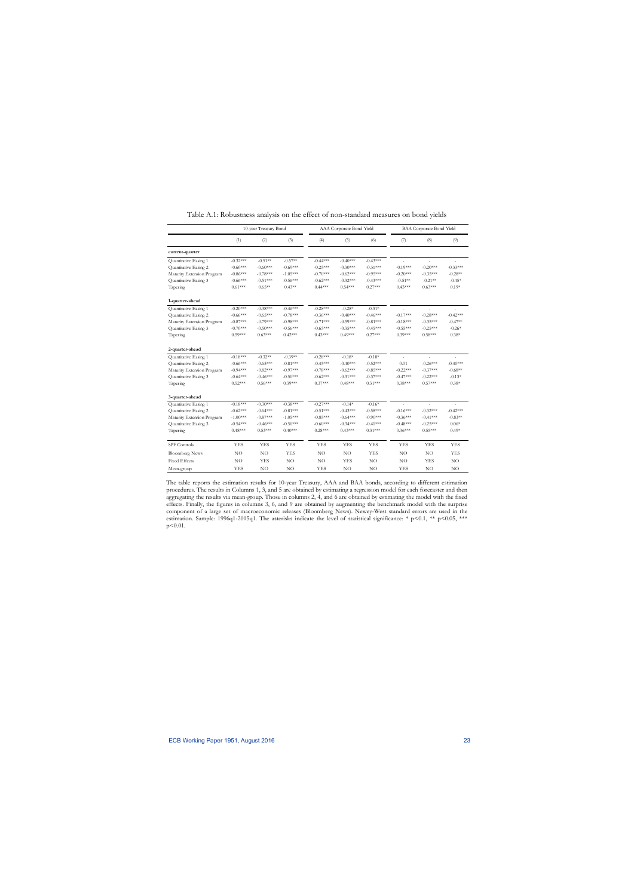Table A.1: Robustness analysis on the effect of non-standard measures on bond yields

| | 10-year Treasury Bond | | | AAA Corporate Bond Yield | | | BAA Corporate Bond Yield | | |
|---|---|---|---|---|---|---|---|---|---|
| | (1) | (2) | (3) | (4) | (5) | (6) | (7) | (8) | (9) |
| **current-quarter** | | | | | | | | | |
| Quantitative Easing 1 | -0.32*** | -0.51** | -0.57** | -0.44*** | -0.40*** | -0.43*** | - | - | - |
| Quantitative Easing 2 | -0.60*** | -0.60*** | -0.69*** | -0.25*** | -0.30*** | -0.31*** | -0.19*** | -0.20*** | -0.33*** |
| Maturity Extension Program | -0.86*** | -0.78*** | -1.05*** | -0.70*** | -0.62*** | -0.95*** | -0.20*** | -0.35*** | -0.28** |
| Quantitative Easing 3 | -0.66*** | -0.51*** | -0.56*** | -0.62*** | -0.32*** | -0.43*** | -0.51** | -0.21** | -0.45* |
| Tapering | 0.61*** | 0.65** | 0.43** | 0.44*** | 0.54*** | 0.27*** | 0.43*** | 0.63*** | 0.19* |
| **1-quarter-ahead** | | | | | | | | | |
| Quantitative Easing 1 | -0.20*** | -0.38*** | -0.46*** | -0.28*** | -0.28* | -0.31* | - | - | - |
| Quantitative Easing 2 | -0.66*** | -0.65*** | -0.78*** | -0.36*** | -0.40*** | -0.46*** | -0.17*** | -0.28*** | -0.42*** |
| Maturity Extension Program | -0.87*** | -0.79*** | -0.98*** | -0.71*** | -0.59*** | -0.81*** | -0.18*** | -0.35*** | -0.47** |
| Quantitative Easing 3 | -0.70*** | -0.50*** | -0.56*** | -0.65*** | -0.35*** | -0.45*** | -0.55*** | -0.25*** | -0.26* |
| Tapering | 0.59*** | 0.63*** | 0.42*** | 0.43*** | 0.49*** | 0.27*** | 0.39*** | 0.58*** | 0.38* |
| **2-quarter-ahead** | | | | | | | | | |
| Quantitative Easing 1 | -0.18*** | -0.32** | -0.39** | -0.28*** | -0.18* | -0.18* | - | - | - |
| Quantitative Easing 2 | -0.66*** | -0.65*** | -0.81*** | -0.45*** | -0.40*** | -0.52*** | 0.01 | -0.26*** | -0.40*** |
| Maturity Extension Program | -0.94*** | -0.82*** | -0.97*** | -0.78*** | -0.62*** | -0.85*** | -0.22*** | -0.37*** | -0.68** |
| Quantitative Easing 3 | -0.64*** | -0.46*** | -0.50*** | -0.62*** | -0.31*** | -0.37*** | -0.47*** | -0.22*** | -0.13* |
| Tapering | 0.52*** | 0.56*** | 0.39*** | 0.37*** | 0.48*** | 0.31*** | 0.38*** | 0.57*** | 0.38* |
| **3-quarter-ahead** | | | | | | | | | |
| Quantitative Easing 1 | -0.18*** | -0.30*** | -0.38*** | -0.27*** | -0.14* | -0.16* | - | - | - |
| Quantitative Easing 2 | -0.62*** | -0.64*** | -0.81*** | -0.51*** | -0.43*** | -0.58*** | -0.16*** | -0.32*** | -0.42*** |
| Maturity Extension Program | -1.00*** | -0.87*** | -1.05*** | -0.85*** | -0.64*** | -0.90*** | -0.36*** | -0.41*** | -0.83** |
| Quantitative Easing 3 | -0.54*** | -0.46*** | -0.50*** | -0.60*** | -0.34*** | -0.41*** | -0.48*** | -0.25*** | 0.06* |
| Tapering | 0.48*** | 0.53*** | 0.40*** | 0.28*** | 0.43*** | 0.31*** | 0.36*** | 0.55*** | 0.49* |
| SPF Controls | YES | YES | YES | YES | YES | YES | YES | YES | YES |
| Bloomberg News | NO | NO | YES | NO | NO | YES | NO | NO | YES |
| Fixed Effects | NO | YES | NO | NO | YES | NO | NO | YES | NO |
| Mean-group | YES | NO | NO | YES | NO | NO | YES | NO | NO |

The table reports the estimation results for 10-year Treasury, AAA and BAA bonds, according to different estimation procedures. The results in Columns 1, 3, and 5 are obtained by estimating a regression model for each forecaster and then aggregating the results via mean-group. Those in columns 2, 4, and 6 are obtained by estimating the model with the fixed effects. Finally, the figures in columns 3, 6, and 9 are obtained by augmenting the benchmark model with the surprise component of a large set of macroeconomic releases (Bloomberg News). Newey-West standard errors are used in the estimation. Sample: 1996q1-2015q1. The asterisks indicate the level of statistical significance: * $p<0.1$, ** $p<0.05$, *** $p<0.01$.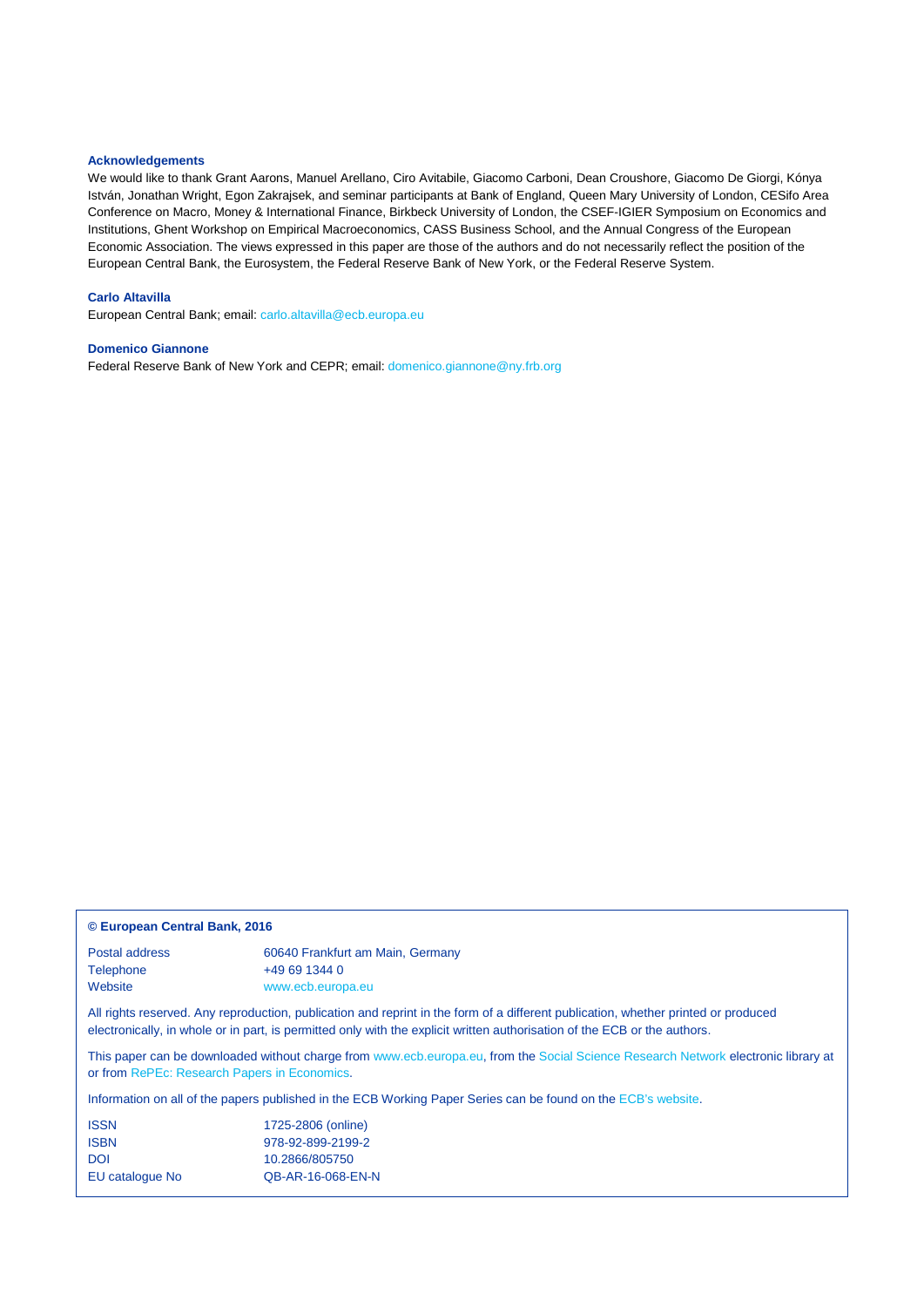**Acknowledgements**

We would like to thank Grant Aarons, Manuel Arellano, Ciro Avitabile, Giacomo Carboni, Dean Croushore, Giacomo De Giorgi, Kónya István, Jonathan Wright, Egon Zakrajsek, and seminar participants at Bank of England, Queen Mary University of London, CESifo Area Conference on Macro, Money & International Finance, Birkbeck University of London, the CSEF-IGIER Symposium on Economics and Institutions, Ghent Workshop on Empirical Macroeconomics, CASS Business School, and the Annual Congress of the European Economic Association. The views expressed in this paper are those of the authors and do not necessarily reflect the position of the European Central Bank, the Eurosystem, the Federal Reserve Bank of New York, or the Federal Reserve System.

**Carlo Altavilla**

European Central Bank; email: carlo.altavilla@ecb.europa.eu

**Domenico Giannone**

Federal Reserve Bank of New York and CEPR; email: domenico.giannone@ny.frb.org

**© European Central Bank, 2016**

| | |
|---|---|
| Postal address | 60640 Frankfurt am Main, Germany |
| Telephone | +49 69 1344 0 |
| Website | www.ecb.europa.eu |

All rights reserved. Any reproduction, publication and reprint in the form of a different publication, whether printed or produced electronically, in whole or in part, is permitted only with the explicit written authorisation of the ECB or the authors.

This paper can be downloaded without charge from www.ecb.europa.eu, from the Social Science Research Network electronic library at or from RePEc: Research Papers in Economics.

Information on all of the papers published in the ECB Working Paper Series can be found on the ECB's website.

| | |
|---|---|
| ISSN | 1725-2806 (online) |
| ISBN | 978-92-899-2199-2 |
| DOI | 10.2866/805750 |
| EU catalogue No | QB-AR-16-068-EN-N |